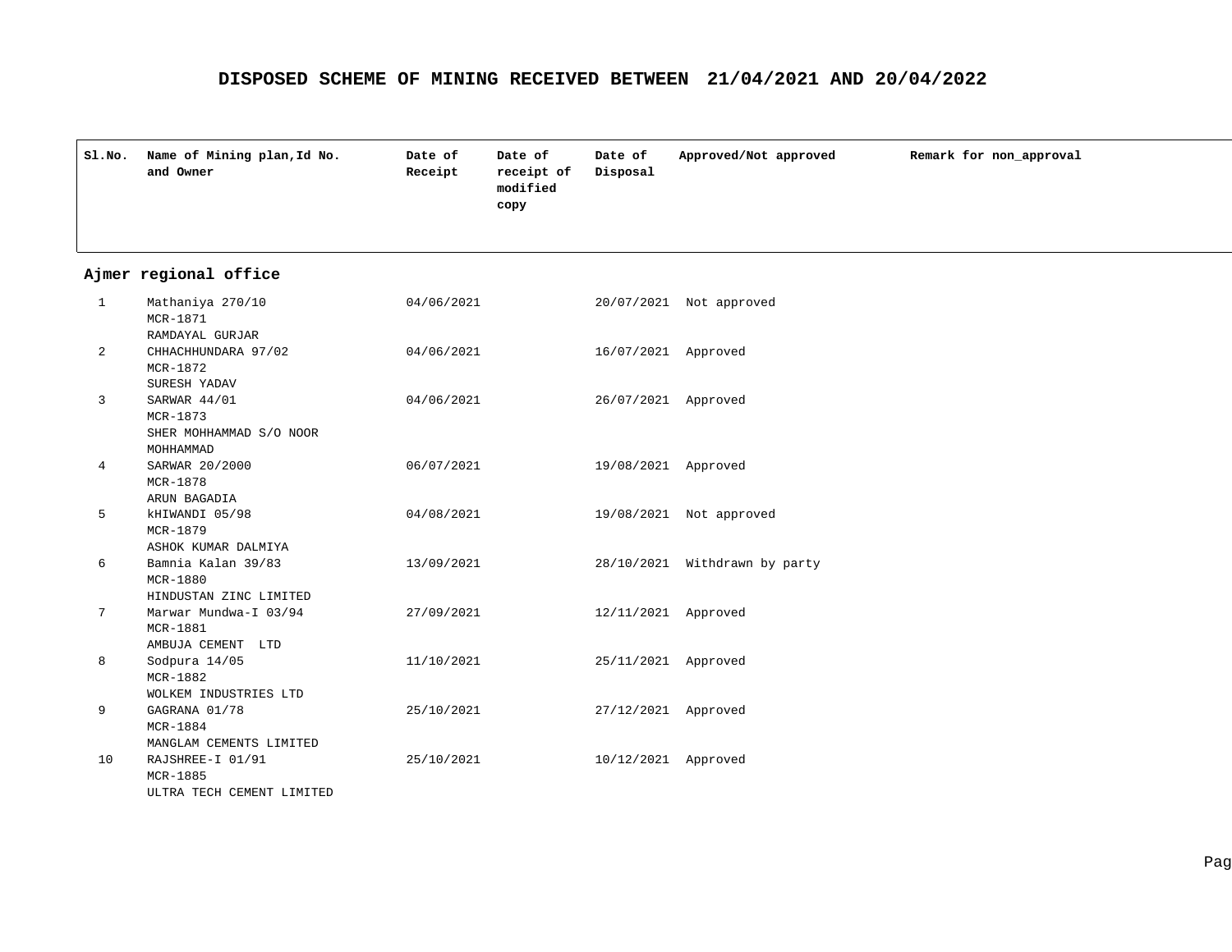# DISPOSED SCHEME OF MINING RECEIVED BETWEEN 21/04/2021 AND 20/04/2022

| Sl.No. | Name of Mining plan,Id No. and Owner | Date of Receipt | Date of receipt of modified copy | Date of Disposal | Approved/Not approved | Remark for non_approval |
|---|---|---|---|---|---|---|
| **Ajmer regional office** | | | | | | |
| 1 | Mathaniya 270/10 MCR-1871 RAMDAYAL GURJAR | 04/06/2021 | | 20/07/2021 | Not approved | |
| 2 | CHHACHHUNDARA 97/02 MCR-1872 SURESH YADAV | 04/06/2021 | | 16/07/2021 | Approved | |
| 3 | SARWAR 44/01 MCR-1873 SHER MOHHAMMAD S/O NOOR MOHHAMMAD | 04/06/2021 | | 26/07/2021 | Approved | |
| 4 | SARWAR 20/2000 MCR-1878 ARUN BAGADIA | 06/07/2021 | | 19/08/2021 | Approved | |
| 5 | kHIWANDI 05/98 MCR-1879 ASHOK KUMAR DALMIYA | 04/08/2021 | | 19/08/2021 | Not approved | |
| 6 | Bamnia Kalan 39/83 MCR-1880 HINDUSTAN ZINC LIMITED | 13/09/2021 | | 28/10/2021 | Withdrawn by party | |
| 7 | Marwar Mundwa-I 03/94 MCR-1881 AMBUJA CEMENT LTD | 27/09/2021 | | 12/11/2021 | Approved | |
| 8 | Sodpura 14/05 MCR-1882 WOLKEM INDUSTRIES LTD | 11/10/2021 | | 25/11/2021 | Approved | |
| 9 | GAGRANA 01/78 MCR-1884 MANGLAM CEMENTS LIMITED | 25/10/2021 | | 27/12/2021 | Approved | |
| 10 | RAJSHREE-I 01/91 MCR-1885 ULTRA TECH CEMENT LIMITED | 25/10/2021 | | 10/12/2021 | Approved | |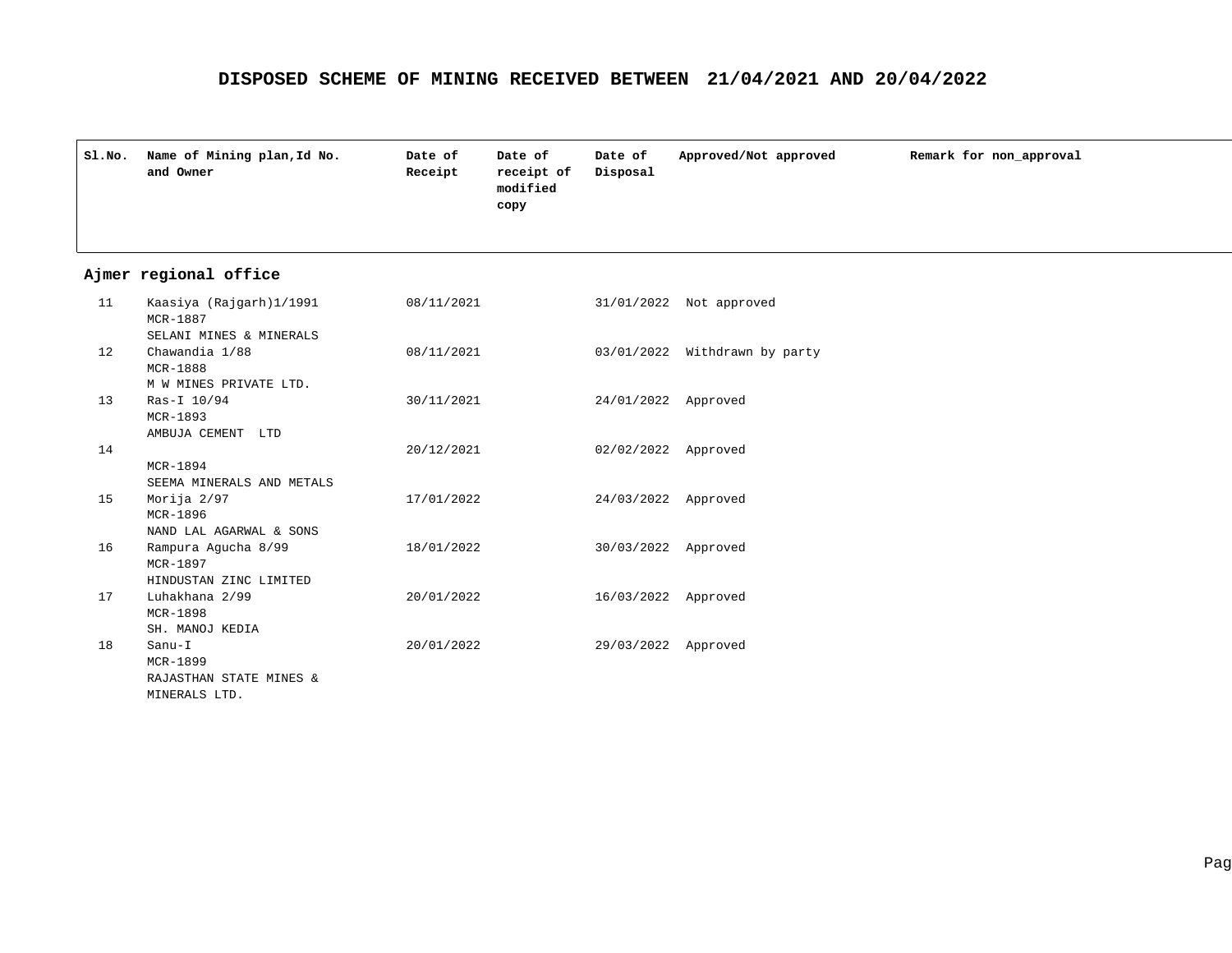# DISPOSED SCHEME OF MINING RECEIVED BETWEEN 21/04/2021 AND 20/04/2022

| Sl.No. | Name of Mining plan,Id No. and Owner | Date of Receipt | Date of receipt of modified copy | Date of Disposal | Approved/Not approved | Remark for non_approval |
|---|---|---|---|---|---|---|
| **Ajmer regional office** | | | | | | |
| 11 | Kaasiya (Rajgarh)1/1991<br>MCR-1887<br>SELANI MINES & MINERALS | 08/11/2021 | | 31/01/2022 | Not approved | |
| 12 | Chawandia 1/88<br>MCR-1888<br>M W MINES PRIVATE LTD. | 08/11/2021 | | 03/01/2022 | Withdrawn by party | |
| 13 | Ras-I 10/94<br>MCR-1893<br>AMBUJA CEMENT LTD | 30/11/2021 | | 24/01/2022 | Approved | |
| 14 | MCR-1894<br>SEEMA MINERALS AND METALS | 20/12/2021 | | 02/02/2022 | Approved | |
| 15 | Morija 2/97<br>MCR-1896<br>NAND LAL AGARWAL & SONS | 17/01/2022 | | 24/03/2022 | Approved | |
| 16 | Rampura Agucha 8/99<br>MCR-1897<br>HINDUSTAN ZINC LIMITED | 18/01/2022 | | 30/03/2022 | Approved | |
| 17 | Luhakhana 2/99<br>MCR-1898<br>SH. MANOJ KEDIA | 20/01/2022 | | 16/03/2022 | Approved | |
| 18 | Sanu-I<br>MCR-1899<br>RAJASTHAN STATE MINES & MINERALS LTD. | 20/01/2022 | | 29/03/2022 | Approved | |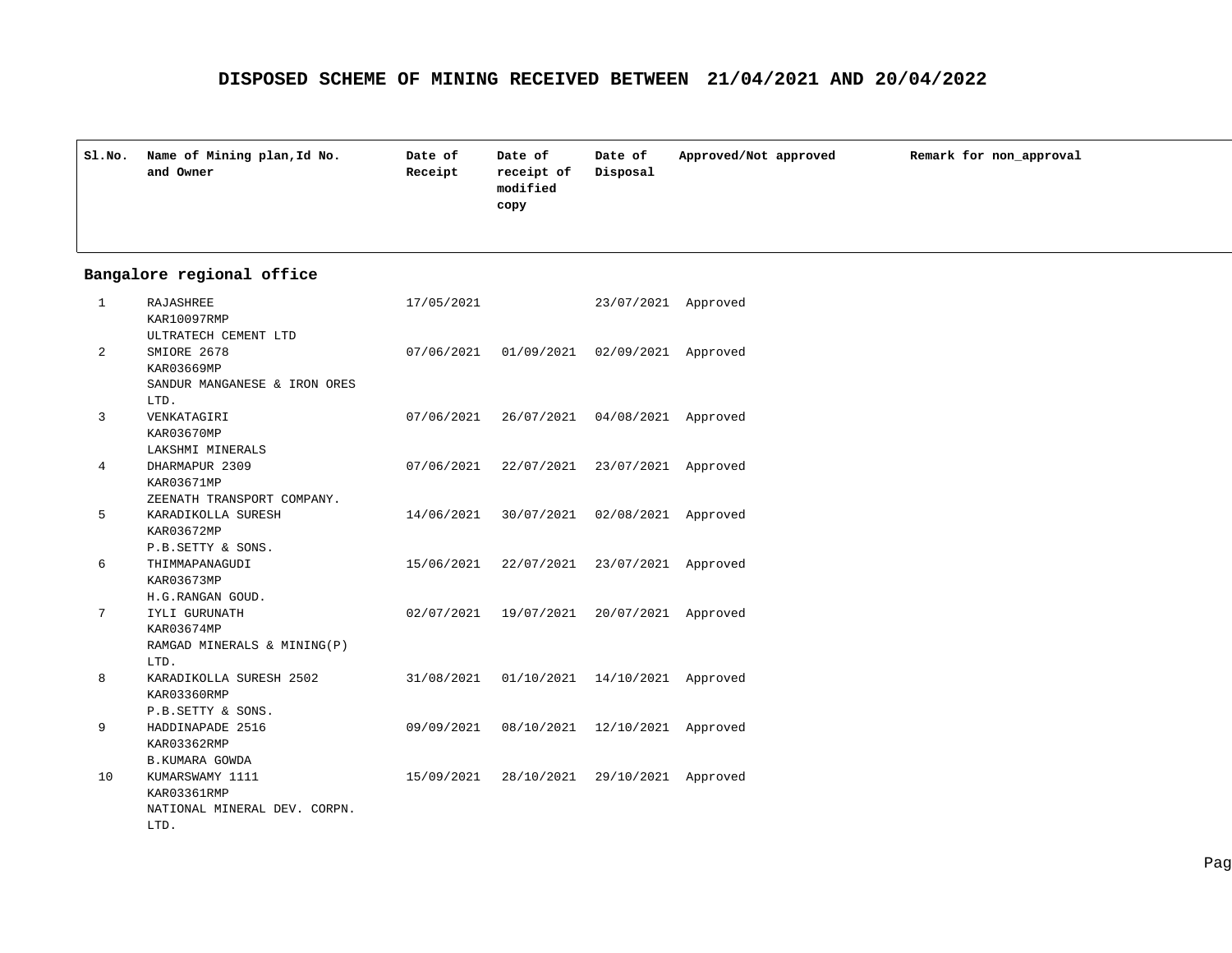# DISPOSED SCHEME OF MINING RECEIVED BETWEEN 21/04/2021 AND 20/04/2022

| Sl.No. | Name of Mining plan,Id No. and Owner | Date of Receipt | Date of receipt of modified copy | Date of Disposal | Approved/Not approved | Remark for non_approval |
|---|---|---|---|---|---|---|
| **Bangalore regional office** | | | | | | |
| 1 | RAJASHREE KAR10097RMP ULTRATECH CEMENT LTD | 17/05/2021 | | 23/07/2021 | Approved | |
| 2 | SMIORE 2678 KAR03669MP SANDUR MANGANESE & IRON ORES LTD. | 07/06/2021 | 01/09/2021 | 02/09/2021 | Approved | |
| 3 | VENKATAGIRI KAR03670MP LAKSHMI MINERALS | 07/06/2021 | 26/07/2021 | 04/08/2021 | Approved | |
| 4 | DHARMAPUR 2309 KAR03671MP ZEENATH TRANSPORT COMPANY. | 07/06/2021 | 22/07/2021 | 23/07/2021 | Approved | |
| 5 | KARADIKOLLA SURESH KAR03672MP P.B.SETTY & SONS. | 14/06/2021 | 30/07/2021 | 02/08/2021 | Approved | |
| 6 | THIMMAPANAGUDI KAR03673MP H.G.RANGAN GOUD. | 15/06/2021 | 22/07/2021 | 23/07/2021 | Approved | |
| 7 | IYLI GURUNATH KAR03674MP RAMGAD MINERALS & MINING(P) LTD. | 02/07/2021 | 19/07/2021 | 20/07/2021 | Approved | |
| 8 | KARADIKOLLA SURESH 2502 KAR03360RMP P.B.SETTY & SONS. | 31/08/2021 | 01/10/2021 | 14/10/2021 | Approved | |
| 9 | HADDINAPADE 2516 KAR03362RMP B.KUMARA GOWDA | 09/09/2021 | 08/10/2021 | 12/10/2021 | Approved | |
| 10 | KUMARSWAMY 1111 KAR03361RMP NATIONAL MINERAL DEV. CORPN. LTD. | 15/09/2021 | 28/10/2021 | 29/10/2021 | Approved | |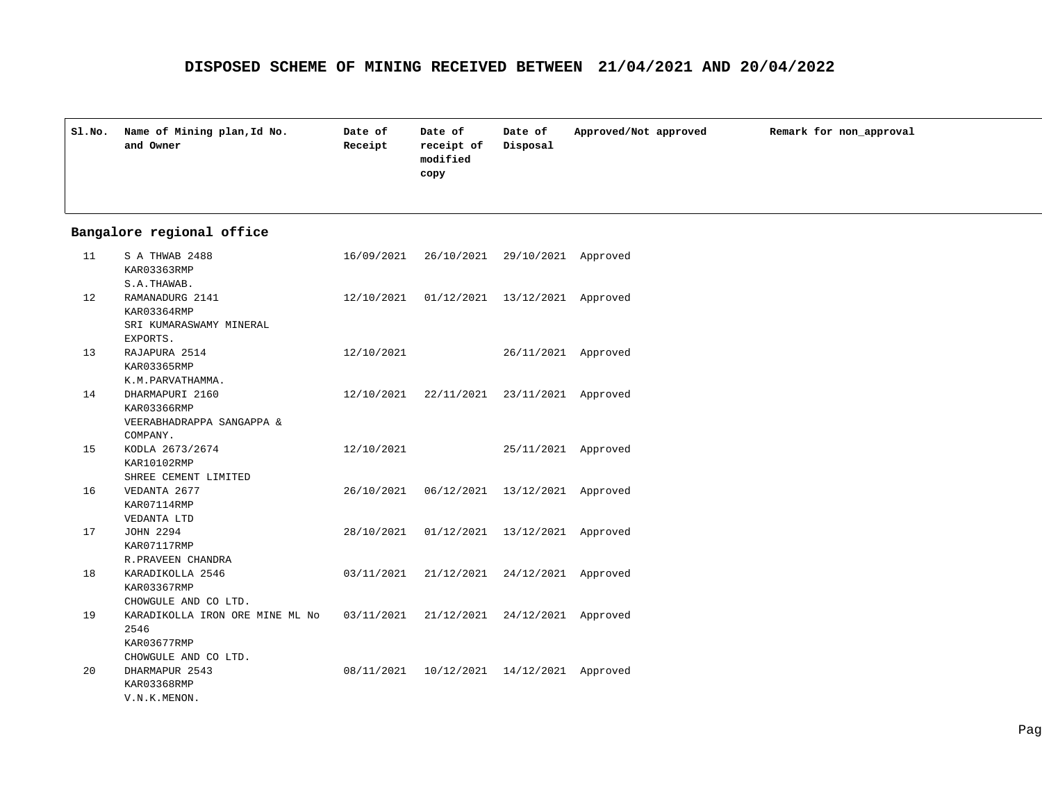# DISPOSED SCHEME OF MINING RECEIVED BETWEEN 21/04/2021 AND 20/04/2022

| Sl.No. | Name of Mining plan,Id No. and Owner | Date of Receipt | Date of receipt of modified copy | Date of Disposal | Approved/Not approved | Remark for non_approval |
|---|---|---|---|---|---|---|
| **Bangalore regional office** | | | | | | |
| 11 | S A THWAB 2488 KAR03363RMP S.A.THAWAB. | 16/09/2021 | 26/10/2021 | 29/10/2021 | Approved | |
| 12 | RAMANADURG 2141 KAR03364RMP SRI KUMARASWAMY MINERAL EXPORTS. | 12/10/2021 | 01/12/2021 | 13/12/2021 | Approved | |
| 13 | RAJAPURA 2514 KAR03365RMP K.M.PARVATHAMMA. | 12/10/2021 | | 26/11/2021 | Approved | |
| 14 | DHARMAPURI 2160 KAR03366RMP VEERABHADRAPPA SANGAPPA & COMPANY. | 12/10/2021 | 22/11/2021 | 23/11/2021 | Approved | |
| 15 | KODLA 2673/2674 KAR10102RMP SHREE CEMENT LIMITED | 12/10/2021 | | 25/11/2021 | Approved | |
| 16 | VEDANTA 2677 KAR07114RMP VEDANTA LTD | 26/10/2021 | 06/12/2021 | 13/12/2021 | Approved | |
| 17 | JOHN 2294 KAR07117RMP R.PRAVEEN CHANDRA | 28/10/2021 | 01/12/2021 | 13/12/2021 | Approved | |
| 18 | KARADIKOLLA 2546 KAR03367RMP CHOWGULE AND CO LTD. | 03/11/2021 | 21/12/2021 | 24/12/2021 | Approved | |
| 19 | KARADIKOLLA IRON ORE MINE ML No 2546 KAR03677RMP CHOWGULE AND CO LTD. | 03/11/2021 | 21/12/2021 | 24/12/2021 | Approved | |
| 20 | DHARMAPUR 2543 KAR03368RMP V.N.K.MENON. | 08/11/2021 | 10/12/2021 | 14/12/2021 | Approved | |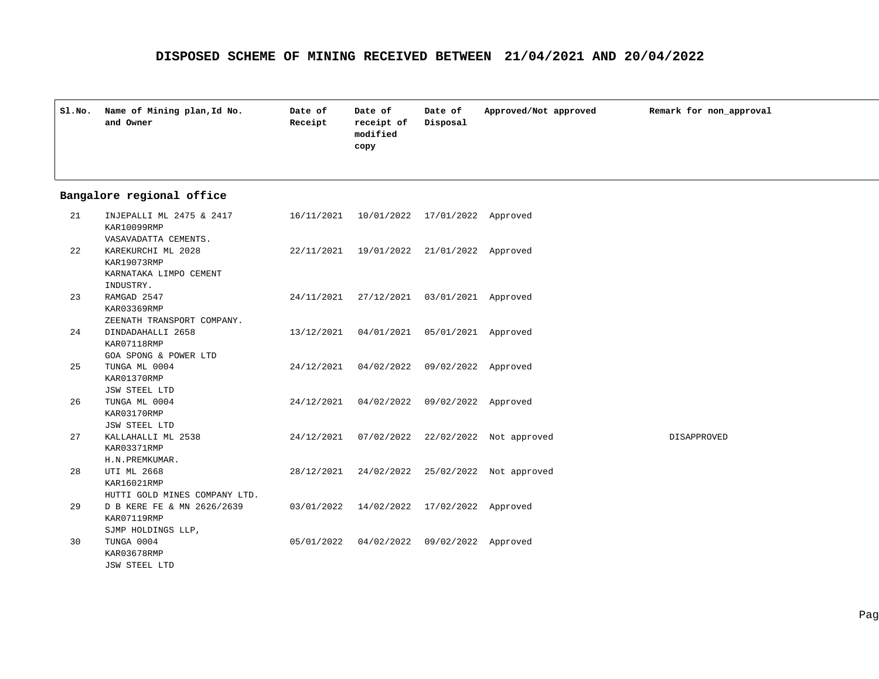## DISPOSED SCHEME OF MINING RECEIVED BETWEEN 21/04/2021 AND 20/04/2022

| Sl.No. | Name of Mining plan,Id No. and Owner | Date of Receipt | Date of receipt of modified copy | Date of Disposal | Approved/Not approved | Remark for non_approval |
|---|---|---|---|---|---|---|
| **Bangalore regional office** | | | | | | |
| 21 | INJEPALLI ML 2475 & 2417 KAR10099RMP VASAVADATTA CEMENTS. | 16/11/2021 | 10/01/2022 | 17/01/2022 | Approved | |
| 22 | KAREKURCHI ML 2028 KAR19073RMP KARNATAKA LIMPO CEMENT INDUSTRY. | 22/11/2021 | 19/01/2022 | 21/01/2022 | Approved | |
| 23 | RAMGAD 2547 KAR03369RMP ZEENATH TRANSPORT COMPANY. | 24/11/2021 | 27/12/2021 | 03/01/2021 | Approved | |
| 24 | DINDADAHALLI 2658 KAR07118RMP GOA SPONG & POWER LTD | 13/12/2021 | 04/01/2021 | 05/01/2021 | Approved | |
| 25 | TUNGA ML 0004 KAR01370RMP JSW STEEL LTD | 24/12/2021 | 04/02/2022 | 09/02/2022 | Approved | |
| 26 | TUNGA ML 0004 KAR03170RMP JSW STEEL LTD | 24/12/2021 | 04/02/2022 | 09/02/2022 | Approved | |
| 27 | KALLAHALLI ML 2538 KAR03371RMP H.N.PREMKUMAR. | 24/12/2021 | 07/02/2022 | 22/02/2022 | Not approved | DISAPPROVED |
| 28 | UTI ML 2668 KAR16021RMP HUTTI GOLD MINES COMPANY LTD. | 28/12/2021 | 24/02/2022 | 25/02/2022 | Not approved | |
| 29 | D B KERE FE & MN 2626/2639 KAR07119RMP SJMP HOLDINGS LLP, | 03/01/2022 | 14/02/2022 | 17/02/2022 | Approved | |
| 30 | TUNGA 0004 KAR03678RMP JSW STEEL LTD | 05/01/2022 | 04/02/2022 | 09/02/2022 | Approved | |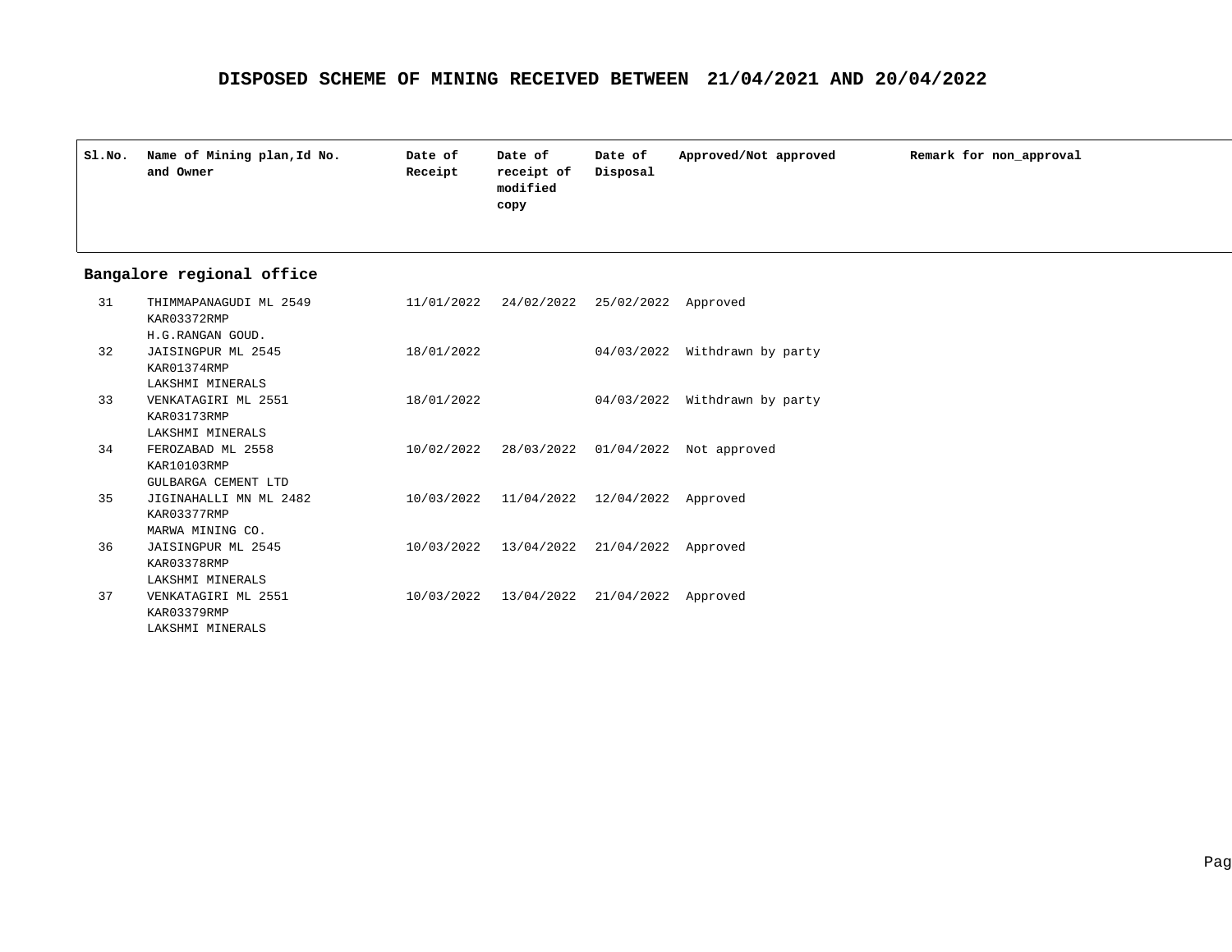# DISPOSED SCHEME OF MINING RECEIVED BETWEEN 21/04/2021 AND 20/04/2022

| Sl.No. | Name of Mining plan,Id No. and Owner | Date of Receipt | Date of receipt of modified copy | Date of Disposal | Approved/Not approved | Remark for non_approval |
|---|---|---|---|---|---|---|
| **Bangalore regional office** | | | | | | |
| 31 | THIMMAPANAGUDI ML 2549<br>KAR03372RMP<br>H.G.RANGAN GOUD. | 11/01/2022 | 24/02/2022 | 25/02/2022 | Approved | |
| 32 | JAISINGPUR ML 2545<br>KAR01374RMP<br>LAKSHMI MINERALS | 18/01/2022 | | 04/03/2022 | Withdrawn by party | |
| 33 | VENKATAGIRI ML 2551<br>KAR03173RMP<br>LAKSHMI MINERALS | 18/01/2022 | | 04/03/2022 | Withdrawn by party | |
| 34 | FEROZABAD ML 2558<br>KAR10103RMP<br>GULBARGA CEMENT LTD | 10/02/2022 | 28/03/2022 | 01/04/2022 | Not approved | |
| 35 | JIGINAHALLI MN ML 2482<br>KAR03377RMP<br>MARWA MINING CO. | 10/03/2022 | 11/04/2022 | 12/04/2022 | Approved | |
| 36 | JAISINGPUR ML 2545<br>KAR03378RMP<br>LAKSHMI MINERALS | 10/03/2022 | 13/04/2022 | 21/04/2022 | Approved | |
| 37 | VENKATAGIRI ML 2551<br>KAR03379RMP<br>LAKSHMI MINERALS | 10/03/2022 | 13/04/2022 | 21/04/2022 | Approved | |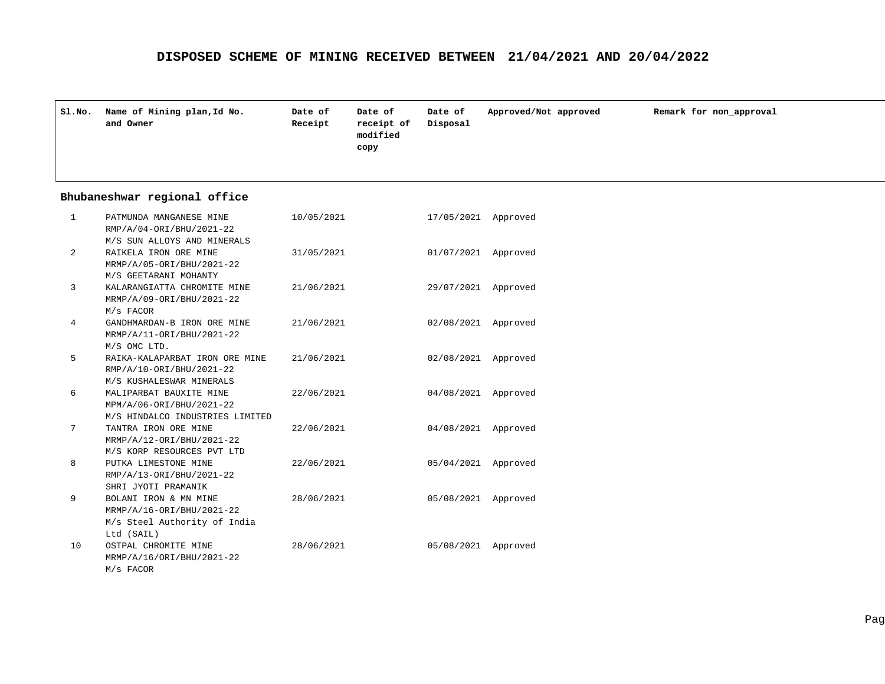# DISPOSED SCHEME OF MINING RECEIVED BETWEEN 21/04/2021 AND 20/04/2022

| Sl.No. | Name of Mining plan,Id No. and Owner | Date of Receipt | Date of receipt of modified copy | Date of Disposal | Approved/Not approved | Remark for non_approval |
|---|---|---|---|---|---|---|

## Bhubaneshwar regional office

| Sl.No. | Name of Mining plan,Id No. and Owner | Date of Receipt | Date of receipt of modified copy | Date of Disposal | Approved/Not approved | Remark for non_approval |
|---|---|---|---|---|---|---|
| 1 | PATMUNDA MANGANESE MINE RMP/A/04-ORI/BHU/2021-22 M/S SUN ALLOYS AND MINERALS | 10/05/2021 | | 17/05/2021 | Approved | |
| 2 | RAIKELA IRON ORE MINE MRMP/A/05-ORI/BHU/2021-22 M/S GEETARANI MOHANTY | 31/05/2021 | | 01/07/2021 | Approved | |
| 3 | KALARANGIATTA CHROMITE MINE MRMP/A/09-ORI/BHU/2021-22 M/s FACOR | 21/06/2021 | | 29/07/2021 | Approved | |
| 4 | GANDHMARDAN-B IRON ORE MINE MRMP/A/11-ORI/BHU/2021-22 M/S OMC LTD. | 21/06/2021 | | 02/08/2021 | Approved | |
| 5 | RAIKA-KALAPARBAT IRON ORE MINE RMP/A/10-ORI/BHU/2021-22 M/S KUSHALESWAR MINERALS | 21/06/2021 | | 02/08/2021 | Approved | |
| 6 | MALIPARBAT BAUXITE MINE MPM/A/06-ORI/BHU/2021-22 M/S HINDALCO INDUSTRIES LIMITED | 22/06/2021 | | 04/08/2021 | Approved | |
| 7 | TANTRA IRON ORE MINE MRMP/A/12-ORI/BHU/2021-22 M/S KORP RESOURCES PVT LTD | 22/06/2021 | | 04/08/2021 | Approved | |
| 8 | PUTKA LIMESTONE MINE RMP/A/13-ORI/BHU/2021-22 SHRI JYOTI PRAMANIK | 22/06/2021 | | 05/04/2021 | Approved | |
| 9 | BOLANI IRON & MN MINE MRMP/A/16-ORI/BHU/2021-22 M/s Steel Authority of India Ltd (SAIL) | 28/06/2021 | | 05/08/2021 | Approved | |
| 10 | OSTPAL CHROMITE MINE MRMP/A/16/ORI/BHU/2021-22 M/s FACOR | 28/06/2021 | | 05/08/2021 | Approved | |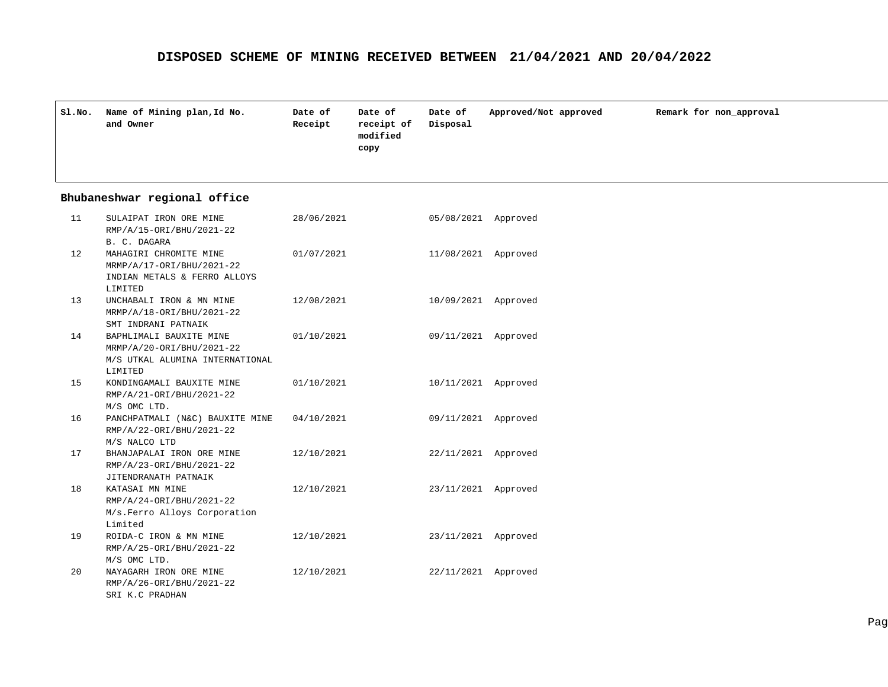# DISPOSED SCHEME OF MINING RECEIVED BETWEEN 21/04/2021 AND 20/04/2022

| Sl.No. | Name of Mining plan,Id No. and Owner | Date of Receipt | Date of receipt of modified copy | Date of Disposal | Approved/Not approved | Remark for non_approval |
|---|---|---|---|---|---|---|
| **Bhubaneshwar regional office** | | | | | | |
| 11 | SULAIPAT IRON ORE MINE RMP/A/15-ORI/BHU/2021-22 B. C. DAGARA | 28/06/2021 | | 05/08/2021 | Approved | |
| 12 | MAHAGIRI CHROMITE MINE MRMP/A/17-ORI/BHU/2021-22 INDIAN METALS & FERRO ALLOYS LIMITED | 01/07/2021 | | 11/08/2021 | Approved | |
| 13 | UNCHABALI IRON & MN MINE MRMP/A/18-ORI/BHU/2021-22 SMT INDRANI PATNAIK | 12/08/2021 | | 10/09/2021 | Approved | |
| 14 | BAPHLIMALI BAUXITE MINE MRMP/A/20-ORI/BHU/2021-22 M/S UTKAL ALUMINA INTERNATIONAL LIMITED | 01/10/2021 | | 09/11/2021 | Approved | |
| 15 | KONDINGAMALI BAUXITE MINE RMP/A/21-ORI/BHU/2021-22 M/S OMC LTD. | 01/10/2021 | | 10/11/2021 | Approved | |
| 16 | PANCHPATMALI (N&C) BAUXITE MINE RMP/A/22-ORI/BHU/2021-22 M/S NALCO LTD | 04/10/2021 | | 09/11/2021 | Approved | |
| 17 | BHANJAPALAI IRON ORE MINE RMP/A/23-ORI/BHU/2021-22 JITENDRANATH PATNAIK | 12/10/2021 | | 22/11/2021 | Approved | |
| 18 | KATASAI MN MINE RMP/A/24-ORI/BHU/2021-22 M/s.Ferro Alloys Corporation Limited | 12/10/2021 | | 23/11/2021 | Approved | |
| 19 | ROIDA-C IRON & MN MINE RMP/A/25-ORI/BHU/2021-22 M/S OMC LTD. | 12/10/2021 | | 23/11/2021 | Approved | |
| 20 | NAYAGARH IRON ORE MINE RMP/A/26-ORI/BHU/2021-22 SRI K.C PRADHAN | 12/10/2021 | | 22/11/2021 | Approved | |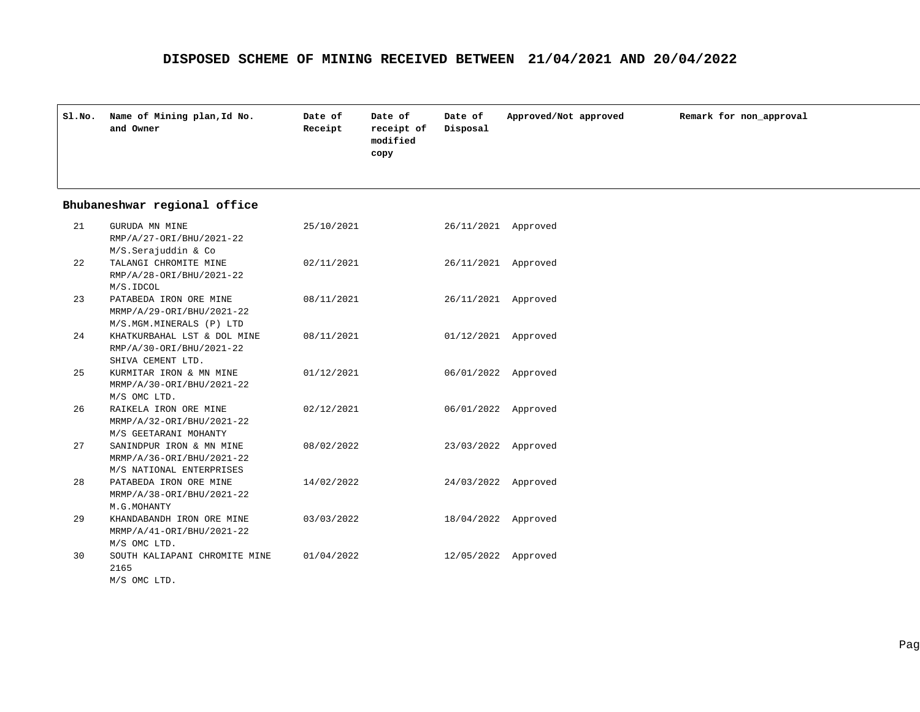# DISPOSED SCHEME OF MINING RECEIVED BETWEEN 21/04/2021 AND 20/04/2022

| Sl.No. | Name of Mining plan,Id No. and Owner | Date of Receipt | Date of receipt of modified copy | Date of Disposal | Approved/Not approved | Remark for non_approval |
|---|---|---|---|---|---|---|
| **Bhubaneshwar regional office** | | | | | | |
| 21 | GURUDA MN MINE<br>RMP/A/27-ORI/BHU/2021-22<br>M/S.Serajuddin & Co | 25/10/2021 | | 26/11/2021 | Approved | |
| 22 | TALANGI CHROMITE MINE<br>RMP/A/28-ORI/BHU/2021-22<br>M/S.IDCOL | 02/11/2021 | | 26/11/2021 | Approved | |
| 23 | PATABEDA IRON ORE MINE<br>MRMP/A/29-ORI/BHU/2021-22<br>M/S.MGM.MINERALS (P) LTD | 08/11/2021 | | 26/11/2021 | Approved | |
| 24 | KHATKURBAHAL LST & DOL MINE<br>RMP/A/30-ORI/BHU/2021-22<br>SHIVA CEMENT LTD. | 08/11/2021 | | 01/12/2021 | Approved | |
| 25 | KURMITAR IRON & MN MINE<br>MRMP/A/30-ORI/BHU/2021-22<br>M/S OMC LTD. | 01/12/2021 | | 06/01/2022 | Approved | |
| 26 | RAIKELA IRON ORE MINE<br>MRMP/A/32-ORI/BHU/2021-22<br>M/S GEETARANI MOHANTY | 02/12/2021 | | 06/01/2022 | Approved | |
| 27 | SANINDPUR IRON & MN MINE<br>MRMP/A/36-ORI/BHU/2021-22<br>M/S NATIONAL ENTERPRISES | 08/02/2022 | | 23/03/2022 | Approved | |
| 28 | PATABEDA IRON ORE MINE<br>MRMP/A/38-ORI/BHU/2021-22<br>M.G.MOHANTY | 14/02/2022 | | 24/03/2022 | Approved | |
| 29 | KHANDABANDH IRON ORE MINE<br>MRMP/A/41-ORI/BHU/2021-22<br>M/S OMC LTD. | 03/03/2022 | | 18/04/2022 | Approved | |
| 30 | SOUTH KALIAPANI CHROMITE MINE<br>2165<br>M/S OMC LTD. | 01/04/2022 | | 12/05/2022 | Approved | |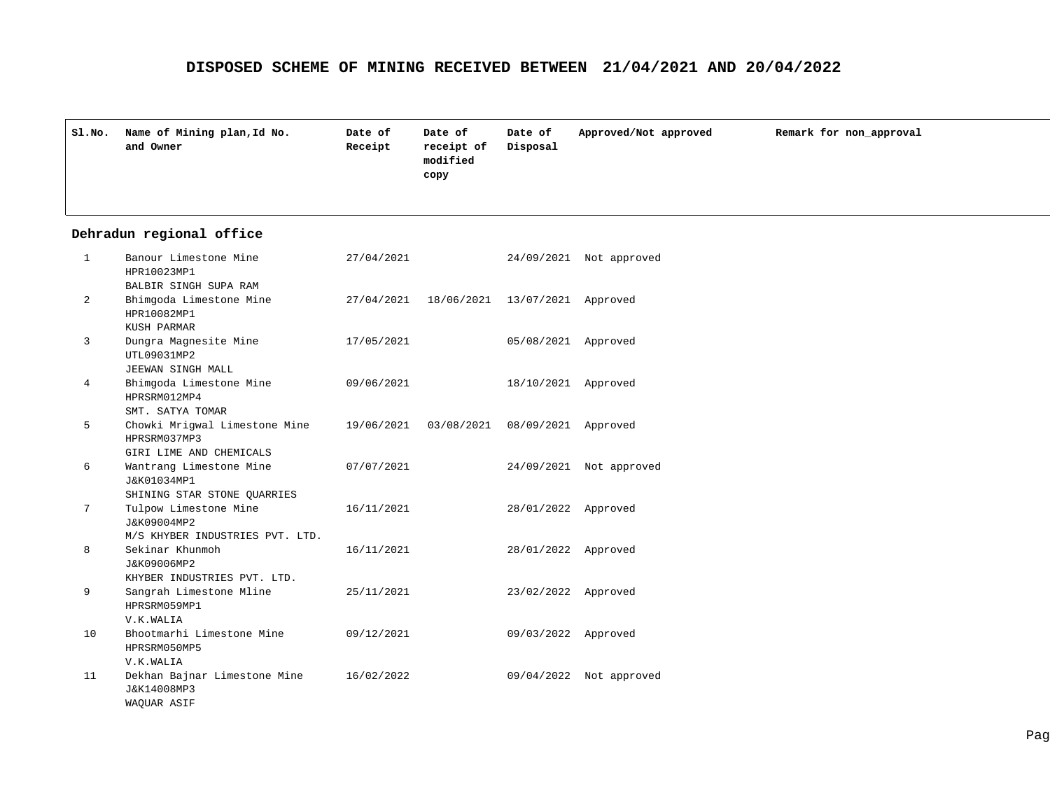# DISPOSED SCHEME OF MINING RECEIVED BETWEEN 21/04/2021 AND 20/04/2022

| Sl.No. | Name of Mining plan,Id No. and Owner | Date of Receipt | Date of receipt of modified copy | Date of Disposal | Approved/Not approved | Remark for non_approval |
|---|---|---|---|---|---|---|
| **Dehradun regional office** | | | | | | |
| 1 | Banour Limestone Mine<br>HPR10023MP1<br>BALBIR SINGH SUPA RAM | 27/04/2021 | | 24/09/2021 | Not approved | |
| 2 | Bhimgoda Limestone Mine<br>HPR10082MP1<br>KUSH PARMAR | 27/04/2021 | 18/06/2021 | 13/07/2021 | Approved | |
| 3 | Dungra Magnesite Mine<br>UTL09031MP2<br>JEEWAN SINGH MALL | 17/05/2021 | | 05/08/2021 | Approved | |
| 4 | Bhimgoda Limestone Mine<br>HPRSRM012MP4<br>SMT. SATYA TOMAR | 09/06/2021 | | 18/10/2021 | Approved | |
| 5 | Chowki Mrigwal Limestone Mine<br>HPRSRM037MP3<br>GIRI LIME AND CHEMICALS | 19/06/2021 | 03/08/2021 | 08/09/2021 | Approved | |
| 6 | Wantrang Limestone Mine<br>J&K01034MP1<br>SHINING STAR STONE QUARRIES | 07/07/2021 | | 24/09/2021 | Not approved | |
| 7 | Tulpow Limestone Mine<br>J&K09004MP2<br>M/S KHYBER INDUSTRIES PVT. LTD. | 16/11/2021 | | 28/01/2022 | Approved | |
| 8 | Sekinar Khunmoh<br>J&K09006MP2<br>KHYBER INDUSTRIES PVT. LTD. | 16/11/2021 | | 28/01/2022 | Approved | |
| 9 | Sangrah Limestone Mline<br>HPRSRM059MP1<br>V.K.WALIA | 25/11/2021 | | 23/02/2022 | Approved | |
| 10 | Bhootmarhi Limestone Mine<br>HPRSRM050MP5<br>V.K.WALIA | 09/12/2021 | | 09/03/2022 | Approved | |
| 11 | Dekhan Bajnar Limestone Mine<br>J&K14008MP3<br>WAQUAR ASIF | 16/02/2022 | | 09/04/2022 | Not approved | |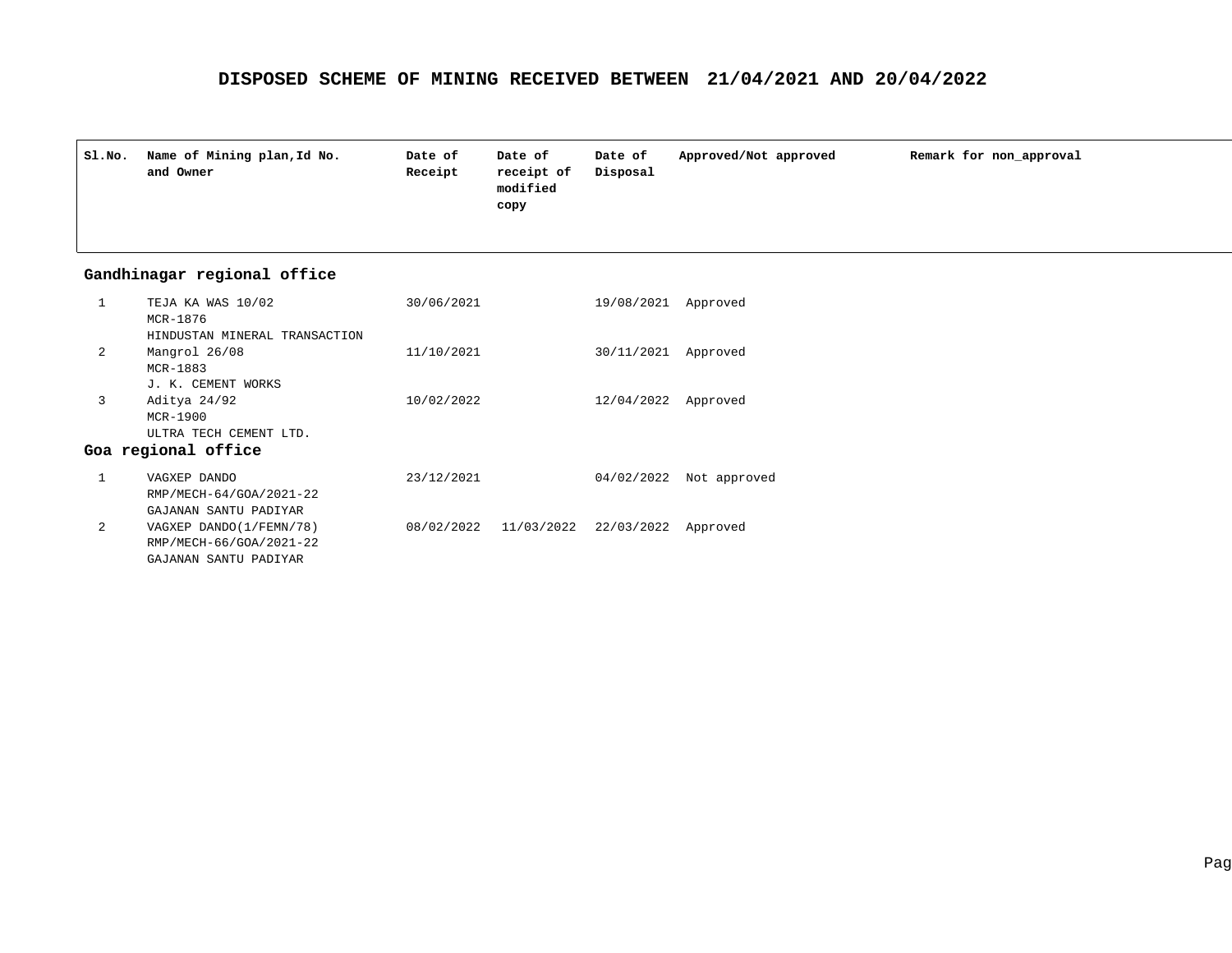# DISPOSED SCHEME OF MINING RECEIVED BETWEEN 21/04/2021 AND 20/04/2022

| Sl.No. | Name of Mining plan,Id No. and Owner | Date of Receipt | Date of receipt of modified copy | Date of Disposal | Approved/Not approved | Remark for non_approval |
|---|---|---|---|---|---|---|
| **Gandhinagar regional office** | | | | | | |
| 1 | TEJA KA WAS 10/02<br>MCR-1876<br>HINDUSTAN MINERAL TRANSACTION | 30/06/2021 | | 19/08/2021 | Approved | |
| 2 | Mangrol 26/08<br>MCR-1883<br>J. K. CEMENT WORKS | 11/10/2021 | | 30/11/2021 | Approved | |
| 3 | Aditya 24/92<br>MCR-1900<br>ULTRA TECH CEMENT LTD. | 10/02/2022 | | 12/04/2022 | Approved | |
| **Goa regional office** | | | | | | |
| 1 | VAGXEP DANDO<br>RMP/MECH-64/GOA/2021-22<br>GAJANAN SANTU PADIYAR | 23/12/2021 | | 04/02/2022 | Not approved | |
| 2 | VAGXEP DANDO(1/FEMN/78)<br>RMP/MECH-66/GOA/2021-22<br>GAJANAN SANTU PADIYAR | 08/02/2022 | 11/03/2022 | 22/03/2022 | Approved | |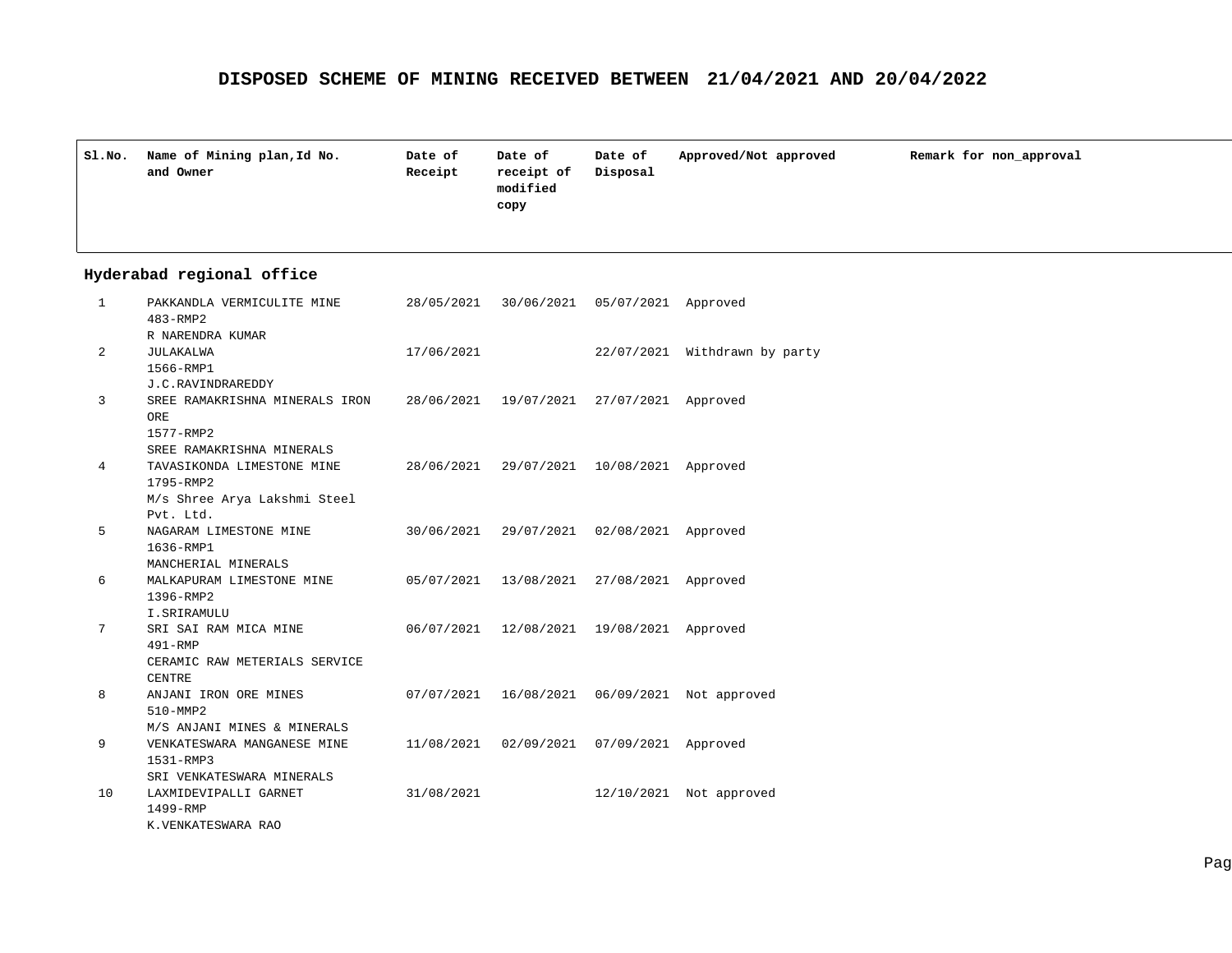# DISPOSED SCHEME OF MINING RECEIVED BETWEEN 21/04/2021 AND 20/04/2022

| Sl.No. | Name of Mining plan,Id No. and Owner | Date of Receipt | Date of receipt of modified copy | Date of Disposal | Approved/Not approved | Remark for non_approval |
|---|---|---|---|---|---|---|
| **Hyderabad regional office** | | | | | | |
| 1 | PAKKANDLA VERMICULITE MINE 483-RMP2 R NARENDRA KUMAR | 28/05/2021 | 30/06/2021 | 05/07/2021 | Approved | |
| 2 | JULAKALWA 1566-RMP1 J.C.RAVINDRAREDDY | 17/06/2021 | | 22/07/2021 | Withdrawn by party | |
| 3 | SREE RAMAKRISHNA MINERALS IRON ORE 1577-RMP2 SREE RAMAKRISHNA MINERALS | 28/06/2021 | 19/07/2021 | 27/07/2021 | Approved | |
| 4 | TAVASIKONDA LIMESTONE MINE 1795-RMP2 M/s Shree Arya Lakshmi Steel Pvt. Ltd. | 28/06/2021 | 29/07/2021 | 10/08/2021 | Approved | |
| 5 | NAGARAM LIMESTONE MINE 1636-RMP1 MANCHERIAL MINERALS | 30/06/2021 | 29/07/2021 | 02/08/2021 | Approved | |
| 6 | MALKAPURAM LIMESTONE MINE 1396-RMP2 I.SRIRAMULU | 05/07/2021 | 13/08/2021 | 27/08/2021 | Approved | |
| 7 | SRI SAI RAM MICA MINE 491-RMP CERAMIC RAW METERIALS SERVICE CENTRE | 06/07/2021 | 12/08/2021 | 19/08/2021 | Approved | |
| 8 | ANJANI IRON ORE MINES 510-MMP2 M/S ANJANI MINES & MINERALS | 07/07/2021 | 16/08/2021 | 06/09/2021 | Not approved | |
| 9 | VENKATESWARA MANGANESE MINE 1531-RMP3 SRI VENKATESWARA MINERALS | 11/08/2021 | 02/09/2021 | 07/09/2021 | Approved | |
| 10 | LAXMIDEVIPALLI GARNET 1499-RMP K.VENKATESWARA RAO | 31/08/2021 | | 12/10/2021 | Not approved | |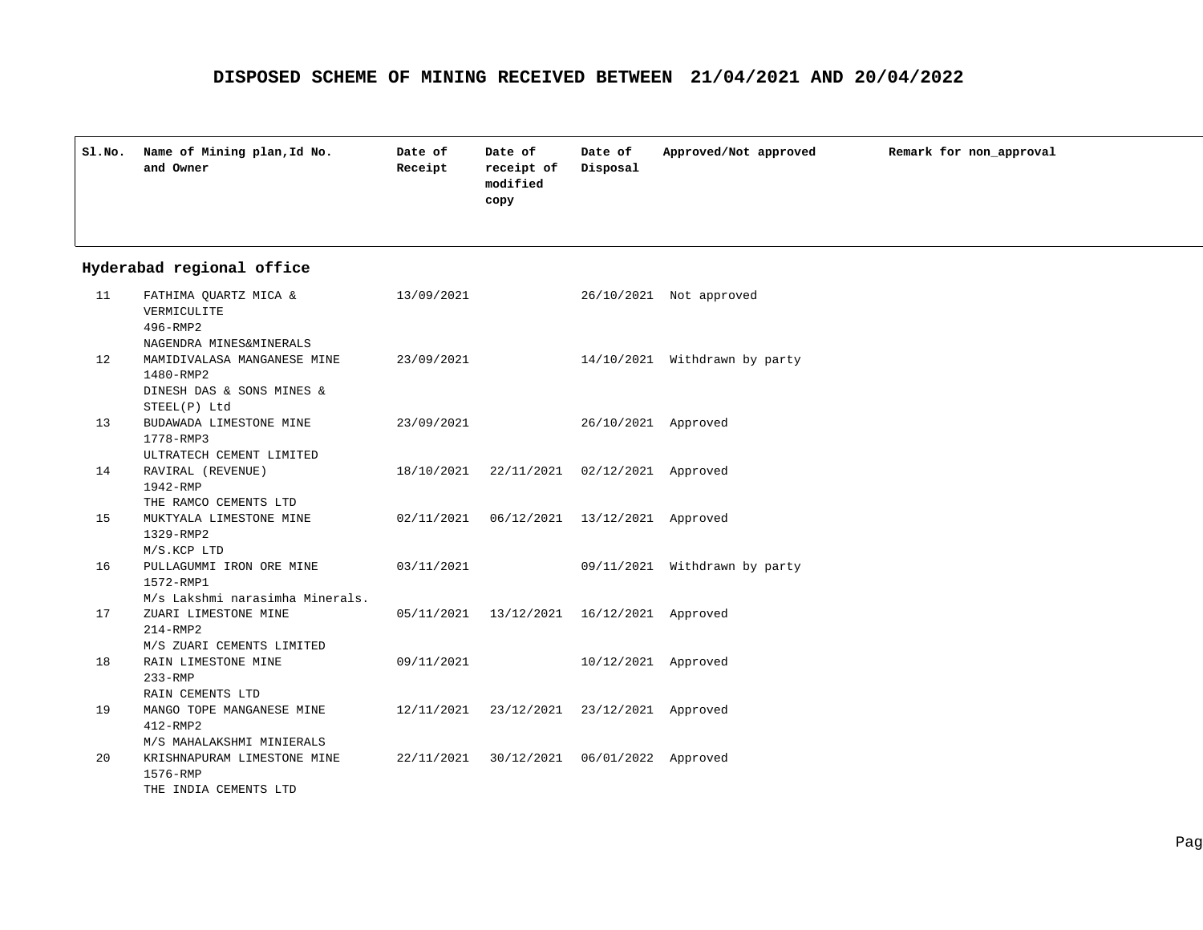# DISPOSED SCHEME OF MINING RECEIVED BETWEEN 21/04/2021 AND 20/04/2022

| Sl.No. | Name of Mining plan,Id No. and Owner | Date of Receipt | Date of receipt of modified copy | Date of Disposal | Approved/Not approved | Remark for non_approval |
|---|---|---|---|---|---|---|
| **Hyderabad regional office** | | | | | | |
| 11 | FATHIMA QUARTZ MICA & VERMICULITE 496-RMP2 NAGENDRA MINES&MINERALS | 13/09/2021 | | 26/10/2021 | Not approved | |
| 12 | MAMIDIVALASA MANGANESE MINE 1480-RMP2 DINESH DAS & SONS MINES & STEEL(P) Ltd | 23/09/2021 | | 14/10/2021 | Withdrawn by party | |
| 13 | BUDAWADA LIMESTONE MINE 1778-RMP3 ULTRATECH CEMENT LIMITED | 23/09/2021 | | 26/10/2021 | Approved | |
| 14 | RAVIRAL (REVENUE) 1942-RMP THE RAMCO CEMENTS LTD | 18/10/2021 | 22/11/2021 | 02/12/2021 | Approved | |
| 15 | MUKTYALA LIMESTONE MINE 1329-RMP2 M/S.KCP LTD | 02/11/2021 | 06/12/2021 | 13/12/2021 | Approved | |
| 16 | PULLAGUMMI IRON ORE MINE 1572-RMP1 M/s Lakshmi narasimha Minerals. | 03/11/2021 | | 09/11/2021 | Withdrawn by party | |
| 17 | ZUARI LIMESTONE MINE 214-RMP2 M/S ZUARI CEMENTS LIMITED | 05/11/2021 | 13/12/2021 | 16/12/2021 | Approved | |
| 18 | RAIN LIMESTONE MINE 233-RMP RAIN CEMENTS LTD | 09/11/2021 | | 10/12/2021 | Approved | |
| 19 | MANGO TOPE MANGANESE MINE 412-RMP2 M/S MAHALAKSHMI MINIERALS | 12/11/2021 | 23/12/2021 | 23/12/2021 | Approved | |
| 20 | KRISHNAPURAM LIMESTONE MINE 1576-RMP THE INDIA CEMENTS LTD | 22/11/2021 | 30/12/2021 | 06/01/2022 | Approved | |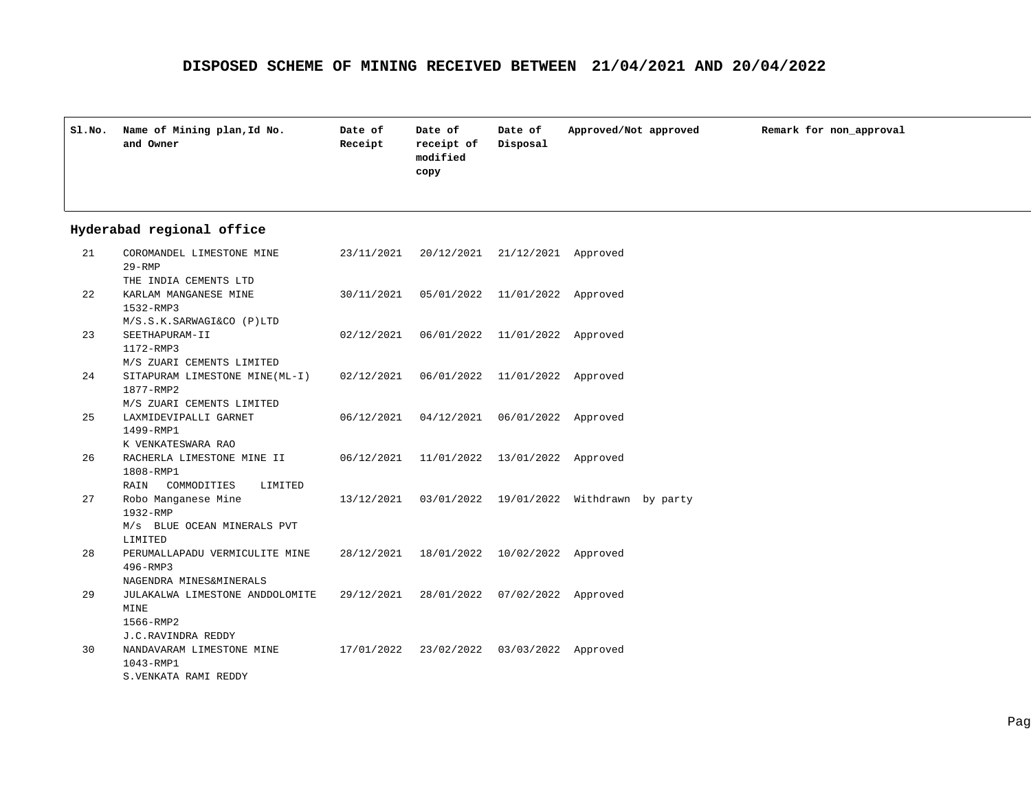# DISPOSED SCHEME OF MINING RECEIVED BETWEEN 21/04/2021 AND 20/04/2022

| Sl.No. | Name of Mining plan,Id No. and Owner | Date of Receipt | Date of receipt of modified copy | Date of Disposal | Approved/Not approved | Remark for non_approval |
|---|---|---|---|---|---|---|
| **Hyderabad regional office** | | | | | | |
| 21 | COROMANDEL LIMESTONE MINE 29-RMP THE INDIA CEMENTS LTD | 23/11/2021 | 20/12/2021 | 21/12/2021 | Approved | |
| 22 | KARLAM MANGANESE MINE 1532-RMP3 M/S.S.K.SARWAGI&CO (P)LTD | 30/11/2021 | 05/01/2022 | 11/01/2022 | Approved | |
| 23 | SEETHAPURAM-II 1172-RMP3 M/S ZUARI CEMENTS LIMITED | 02/12/2021 | 06/01/2022 | 11/01/2022 | Approved | |
| 24 | SITAPURAM LIMESTONE MINE(ML-I) 1877-RMP2 M/S ZUARI CEMENTS LIMITED | 02/12/2021 | 06/01/2022 | 11/01/2022 | Approved | |
| 25 | LAXMIDEVIPALLI GARNET 1499-RMP1 K VENKATESWARA RAO | 06/12/2021 | 04/12/2021 | 06/01/2022 | Approved | |
| 26 | RACHERLA LIMESTONE MINE II 1808-RMP1 RAIN COMMODITIES LIMITED | 06/12/2021 | 11/01/2022 | 13/01/2022 | Approved | |
| 27 | Robo Manganese Mine 1932-RMP M/s BLUE OCEAN MINERALS PVT LIMITED | 13/12/2021 | 03/01/2022 | 19/01/2022 | Withdrawn by party | |
| 28 | PERUMALLAPADU VERMICULITE MINE 496-RMP3 NAGENDRA MINES&MINERALS | 28/12/2021 | 18/01/2022 | 10/02/2022 | Approved | |
| 29 | JULAKALWA LIMESTONE ANDDOLOMITE MINE 1566-RMP2 J.C.RAVINDRA REDDY | 29/12/2021 | 28/01/2022 | 07/02/2022 | Approved | |
| 30 | NANDAVARAM LIMESTONE MINE 1043-RMP1 S.VENKATA RAMI REDDY | 17/01/2022 | 23/02/2022 | 03/03/2022 | Approved | |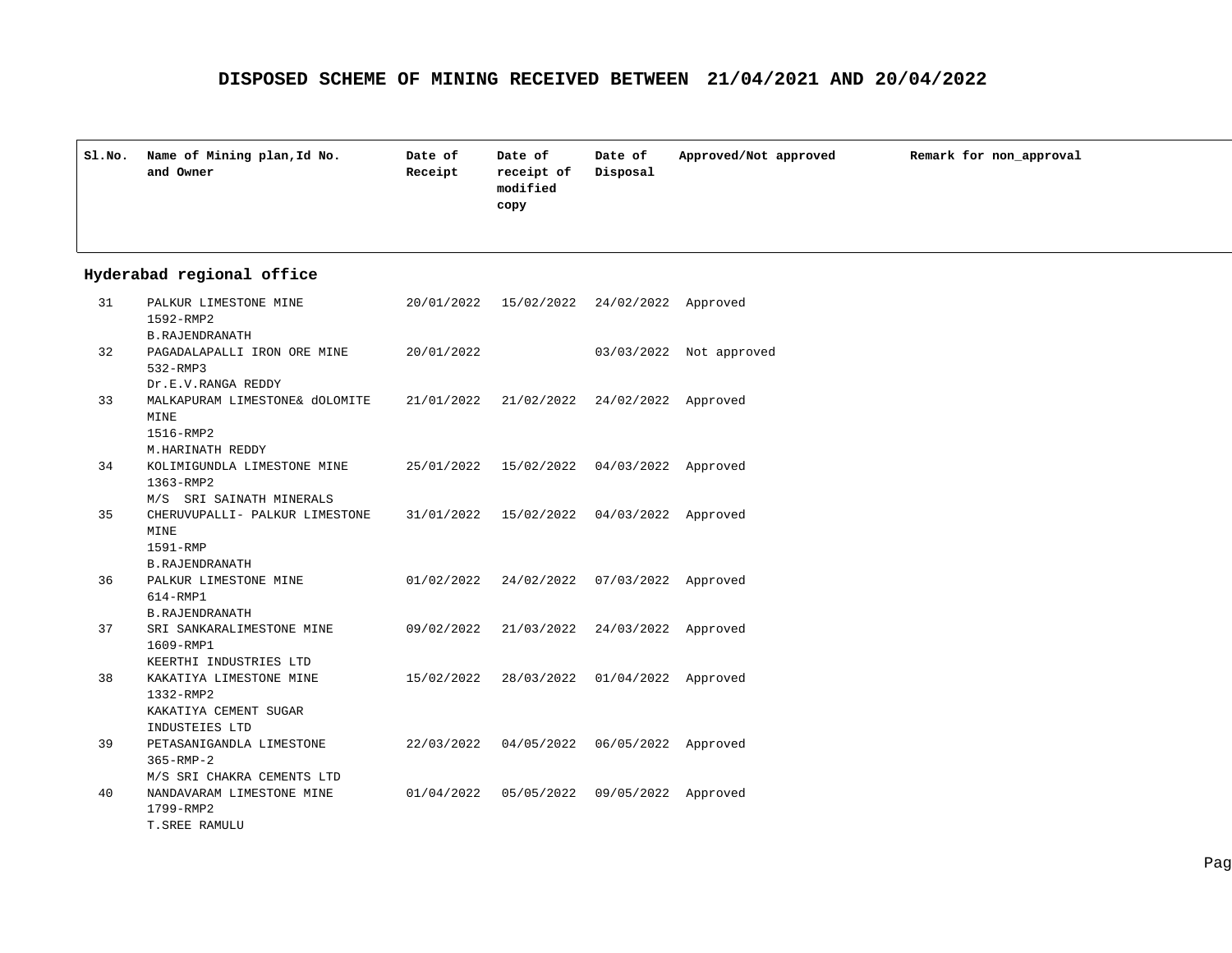## DISPOSED SCHEME OF MINING RECEIVED BETWEEN 21/04/2021 AND 20/04/2022

| Sl.No. | Name of Mining plan,Id No. and Owner | Date of Receipt | Date of receipt of modified copy | Date of Disposal | Approved/Not approved | Remark for non_approval |
|---|---|---|---|---|---|---|
| **Hyderabad regional office** | | | | | | |
| 31 | PALKUR LIMESTONE MINE 1592-RMP2 B.RAJENDRANATH | 20/01/2022 | 15/02/2022 | 24/02/2022 | Approved | |
| 32 | PAGADALAPALLI IRON ORE MINE 532-RMP3 Dr.E.V.RANGA REDDY | 20/01/2022 | | 03/03/2022 | Not approved | |
| 33 | MALKAPURAM LIMESTONE& dOLOMITE MINE 1516-RMP2 M.HARINATH REDDY | 21/01/2022 | 21/02/2022 | 24/02/2022 | Approved | |
| 34 | KOLIMIGUNDLA LIMESTONE MINE 1363-RMP2 M/S SRI SAINATH MINERALS | 25/01/2022 | 15/02/2022 | 04/03/2022 | Approved | |
| 35 | CHERUVUPALLI- PALKUR LIMESTONE MINE 1591-RMP B.RAJENDRANATH | 31/01/2022 | 15/02/2022 | 04/03/2022 | Approved | |
| 36 | PALKUR LIMESTONE MINE 614-RMP1 B.RAJENDRANATH | 01/02/2022 | 24/02/2022 | 07/03/2022 | Approved | |
| 37 | SRI SANKARALIMESTONE MINE 1609-RMP1 KEERTHI INDUSTRIES LTD | 09/02/2022 | 21/03/2022 | 24/03/2022 | Approved | |
| 38 | KAKATIYA LIMESTONE MINE 1332-RMP2 KAKATIYA CEMENT SUGAR INDUSTEIES LTD | 15/02/2022 | 28/03/2022 | 01/04/2022 | Approved | |
| 39 | PETASANIGANDLA LIMESTONE 365-RMP-2 M/S SRI CHAKRA CEMENTS LTD | 22/03/2022 | 04/05/2022 | 06/05/2022 | Approved | |
| 40 | NANDAVARAM LIMESTONE MINE 1799-RMP2 T.SREE RAMULU | 01/04/2022 | 05/05/2022 | 09/05/2022 | Approved | |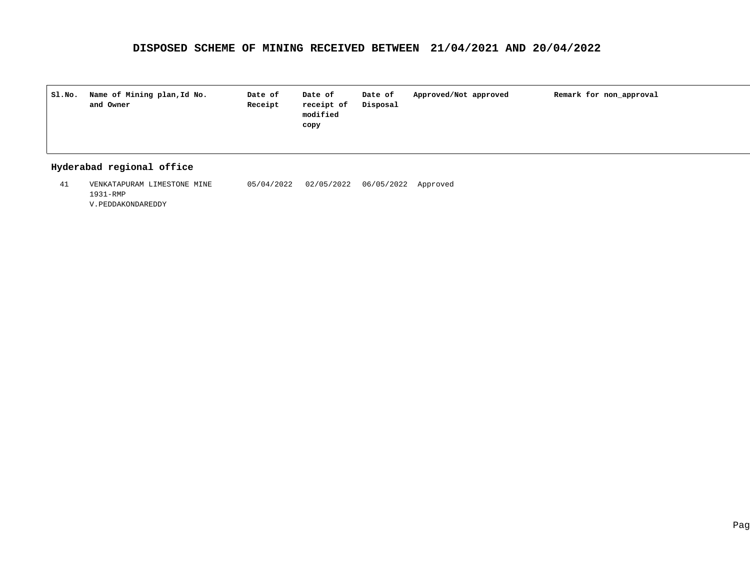# DISPOSED SCHEME OF MINING RECEIVED BETWEEN 21/04/2021 AND 20/04/2022

| Sl.No. | Name of Mining plan,Id No. and Owner | Date of Receipt | Date of receipt of modified copy | Date of Disposal | Approved/Not approved | Remark for non_approval |
|---|---|---|---|---|---|---|
| **Hyderabad regional office** | | | | | | |
| 41 | VENKATAPURAM LIMESTONE MINE<br>1931-RMP<br>V.PEDDAKONDAREDDY | 05/04/2022 | 02/05/2022 | 06/05/2022 | Approved | |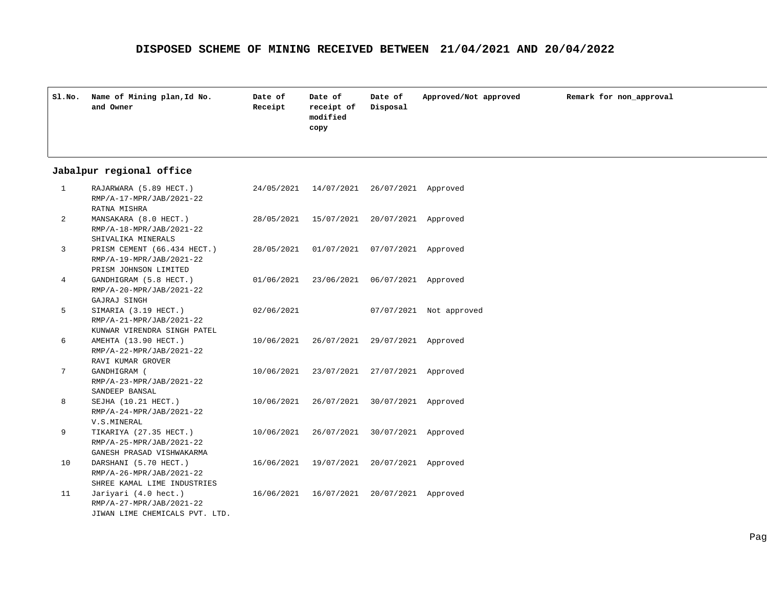# DISPOSED SCHEME OF MINING RECEIVED BETWEEN 21/04/2021 AND 20/04/2022

| Sl.No. | Name of Mining plan,Id No. and Owner | Date of Receipt | Date of receipt of modified copy | Date of Disposal | Approved/Not approved | Remark for non_approval |
|---|---|---|---|---|---|---|
| **Jabalpur regional office** | | | | | | |
| 1 | RAJARWARA (5.89 HECT.) RMP/A-17-MPR/JAB/2021-22 RATNA MISHRA | 24/05/2021 | 14/07/2021 | 26/07/2021 | Approved | |
| 2 | MANSAKARA (8.0 HECT.) RMP/A-18-MPR/JAB/2021-22 SHIVALIKA MINERALS | 28/05/2021 | 15/07/2021 | 20/07/2021 | Approved | |
| 3 | PRISM CEMENT (66.434 HECT.) RMP/A-19-MPR/JAB/2021-22 PRISM JOHNSON LIMITED | 28/05/2021 | 01/07/2021 | 07/07/2021 | Approved | |
| 4 | GANDHIGRAM (5.8 HECT.) RMP/A-20-MPR/JAB/2021-22 GAJRAJ SINGH | 01/06/2021 | 23/06/2021 | 06/07/2021 | Approved | |
| 5 | SIMARIA (3.19 HECT.) RMP/A-21-MPR/JAB/2021-22 KUNWAR VIRENDRA SINGH PATEL | 02/06/2021 | | 07/07/2021 | Not approved | |
| 6 | AMEHTA (13.90 HECT.) RMP/A-22-MPR/JAB/2021-22 RAVI KUMAR GROVER | 10/06/2021 | 26/07/2021 | 29/07/2021 | Approved | |
| 7 | GANDHIGRAM ( RMP/A-23-MPR/JAB/2021-22 SANDEEP BANSAL | 10/06/2021 | 23/07/2021 | 27/07/2021 | Approved | |
| 8 | SEJHA (10.21 HECT.) RMP/A-24-MPR/JAB/2021-22 V.S.MINERAL | 10/06/2021 | 26/07/2021 | 30/07/2021 | Approved | |
| 9 | TIKARIYA (27.35 HECT.) RMP/A-25-MPR/JAB/2021-22 GANESH PRASAD VISHWAKARMA | 10/06/2021 | 26/07/2021 | 30/07/2021 | Approved | |
| 10 | DARSHANI (5.70 HECT.) RMP/A-26-MPR/JAB/2021-22 SHREE KAMAL LIME INDUSTRIES | 16/06/2021 | 19/07/2021 | 20/07/2021 | Approved | |
| 11 | Jariyari (4.0 hect.) RMP/A-27-MPR/JAB/2021-22 JIWAN LIME CHEMICALS PVT. LTD. | 16/06/2021 | 16/07/2021 | 20/07/2021 | Approved | |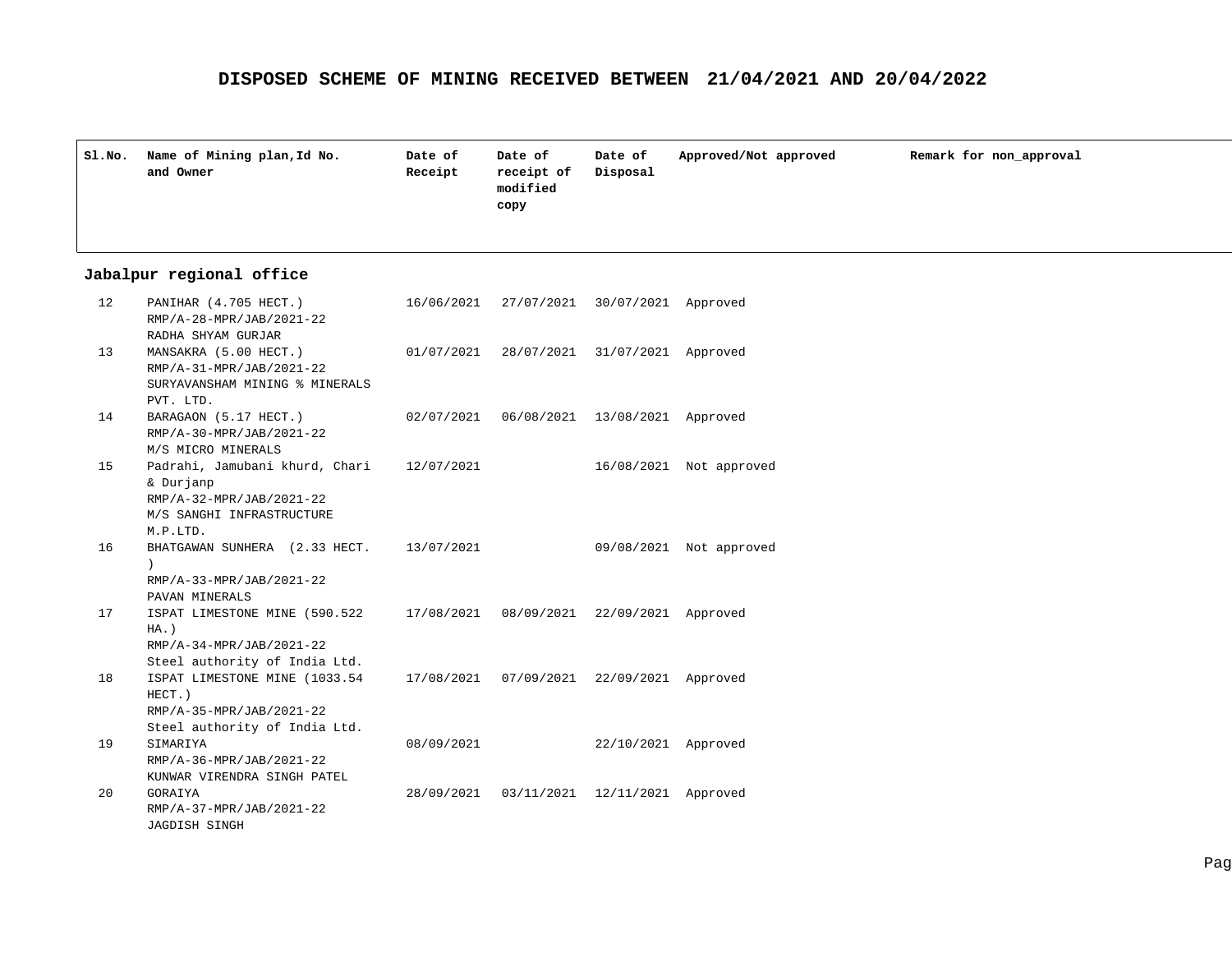## DISPOSED SCHEME OF MINING RECEIVED BETWEEN 21/04/2021 AND 20/04/2022

| Sl.No. | Name of Mining plan,Id No. and Owner | Date of Receipt | Date of receipt of modified copy | Date of Disposal | Approved/Not approved | Remark for non_approval |
|---|---|---|---|---|---|---|
| **Jabalpur regional office** | | | | | | |
| 12 | PANIHAR (4.705 HECT.) RMP/A-28-MPR/JAB/2021-22 RADHA SHYAM GURJAR | 16/06/2021 | 27/07/2021 | 30/07/2021 | Approved | |
| 13 | MANSAKRA (5.00 HECT.) RMP/A-31-MPR/JAB/2021-22 SURYAVANSHAM MINING % MINERALS PVT. LTD. | 01/07/2021 | 28/07/2021 | 31/07/2021 | Approved | |
| 14 | BARAGAON (5.17 HECT.) RMP/A-30-MPR/JAB/2021-22 M/S MICRO MINERALS | 02/07/2021 | 06/08/2021 | 13/08/2021 | Approved | |
| 15 | Padrahi, Jamubani khurd, Chari & Durjanp RMP/A-32-MPR/JAB/2021-22 M/S SANGHI INFRASTRUCTURE M.P.LTD. | 12/07/2021 | | 16/08/2021 | Not approved | |
| 16 | BHATGAWAN SUNHERA (2.33 HECT. ) RMP/A-33-MPR/JAB/2021-22 PAVAN MINERALS | 13/07/2021 | | 09/08/2021 | Not approved | |
| 17 | ISPAT LIMESTONE MINE (590.522 HA.) RMP/A-34-MPR/JAB/2021-22 Steel authority of India Ltd. | 17/08/2021 | 08/09/2021 | 22/09/2021 | Approved | |
| 18 | ISPAT LIMESTONE MINE (1033.54 HECT.) RMP/A-35-MPR/JAB/2021-22 Steel authority of India Ltd. | 17/08/2021 | 07/09/2021 | 22/09/2021 | Approved | |
| 19 | SIMARIYA RMP/A-36-MPR/JAB/2021-22 KUNWAR VIRENDRA SINGH PATEL | 08/09/2021 | | 22/10/2021 | Approved | |
| 20 | GORAIYA RMP/A-37-MPR/JAB/2021-22 JAGDISH SINGH | 28/09/2021 | 03/11/2021 | 12/11/2021 | Approved | |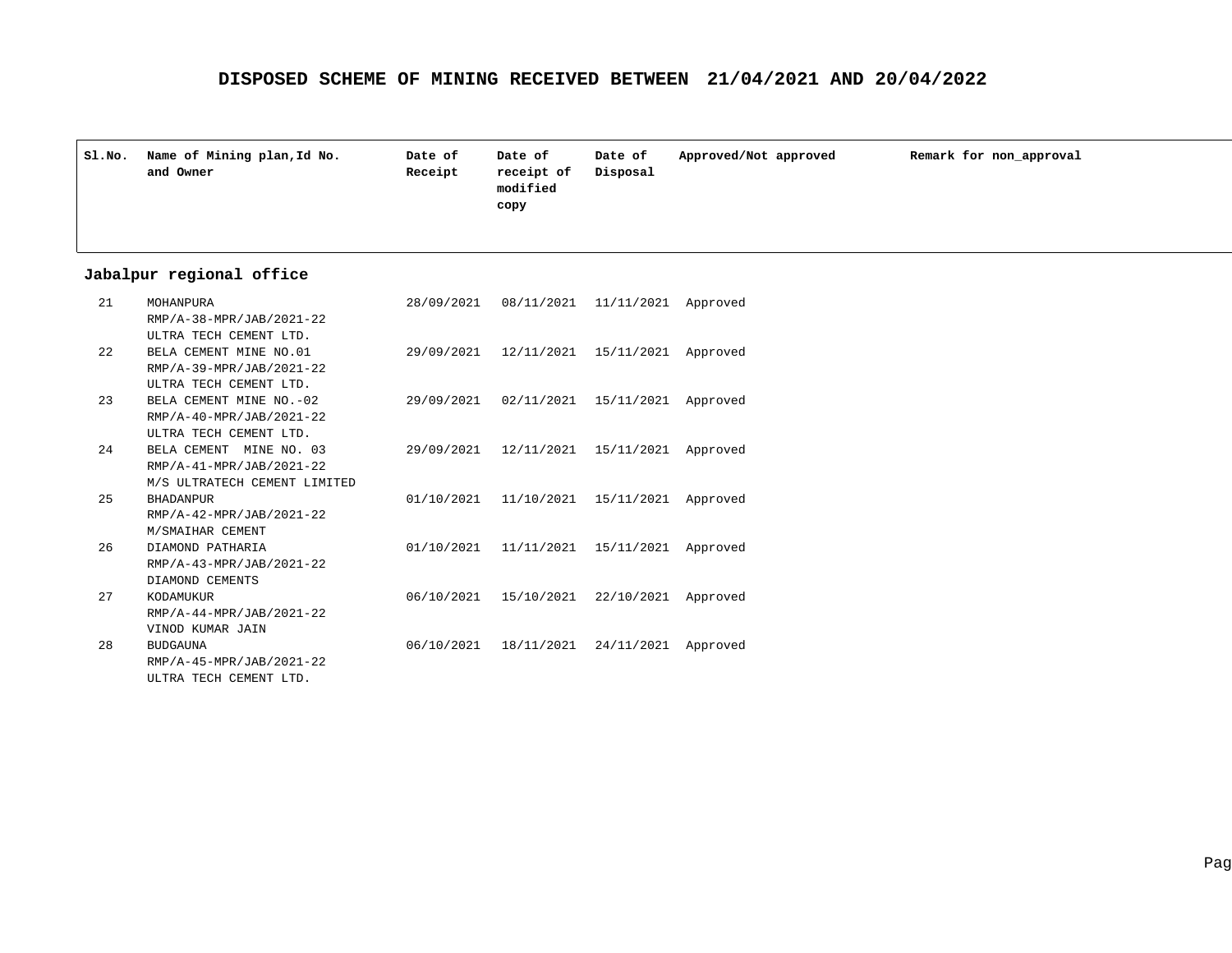# DISPOSED SCHEME OF MINING RECEIVED BETWEEN 21/04/2021 AND 20/04/2022

| Sl.No. | Name of Mining plan,Id No. and Owner | Date of Receipt | Date of receipt of modified copy | Date of Disposal | Approved/Not approved | Remark for non_approval |
|---|---|---|---|---|---|---|
| **Jabalpur regional office** | | | | | | |
| 21 | MOHANPURA RMP/A-38-MPR/JAB/2021-22 ULTRA TECH CEMENT LTD. | 28/09/2021 | 08/11/2021 | 11/11/2021 | Approved | |
| 22 | BELA CEMENT MINE NO.01 RMP/A-39-MPR/JAB/2021-22 ULTRA TECH CEMENT LTD. | 29/09/2021 | 12/11/2021 | 15/11/2021 | Approved | |
| 23 | BELA CEMENT MINE NO.-02 RMP/A-40-MPR/JAB/2021-22 ULTRA TECH CEMENT LTD. | 29/09/2021 | 02/11/2021 | 15/11/2021 | Approved | |
| 24 | BELA CEMENT MINE NO. 03 RMP/A-41-MPR/JAB/2021-22 M/S ULTRATECH CEMENT LIMITED | 29/09/2021 | 12/11/2021 | 15/11/2021 | Approved | |
| 25 | BHADANPUR RMP/A-42-MPR/JAB/2021-22 M/SMAIHAR CEMENT | 01/10/2021 | 11/10/2021 | 15/11/2021 | Approved | |
| 26 | DIAMOND PATHARIA RMP/A-43-MPR/JAB/2021-22 DIAMOND CEMENTS | 01/10/2021 | 11/11/2021 | 15/11/2021 | Approved | |
| 27 | KODAMUKUR RMP/A-44-MPR/JAB/2021-22 VINOD KUMAR JAIN | 06/10/2021 | 15/10/2021 | 22/10/2021 | Approved | |
| 28 | BUDGAUNA RMP/A-45-MPR/JAB/2021-22 ULTRA TECH CEMENT LTD. | 06/10/2021 | 18/11/2021 | 24/11/2021 | Approved | |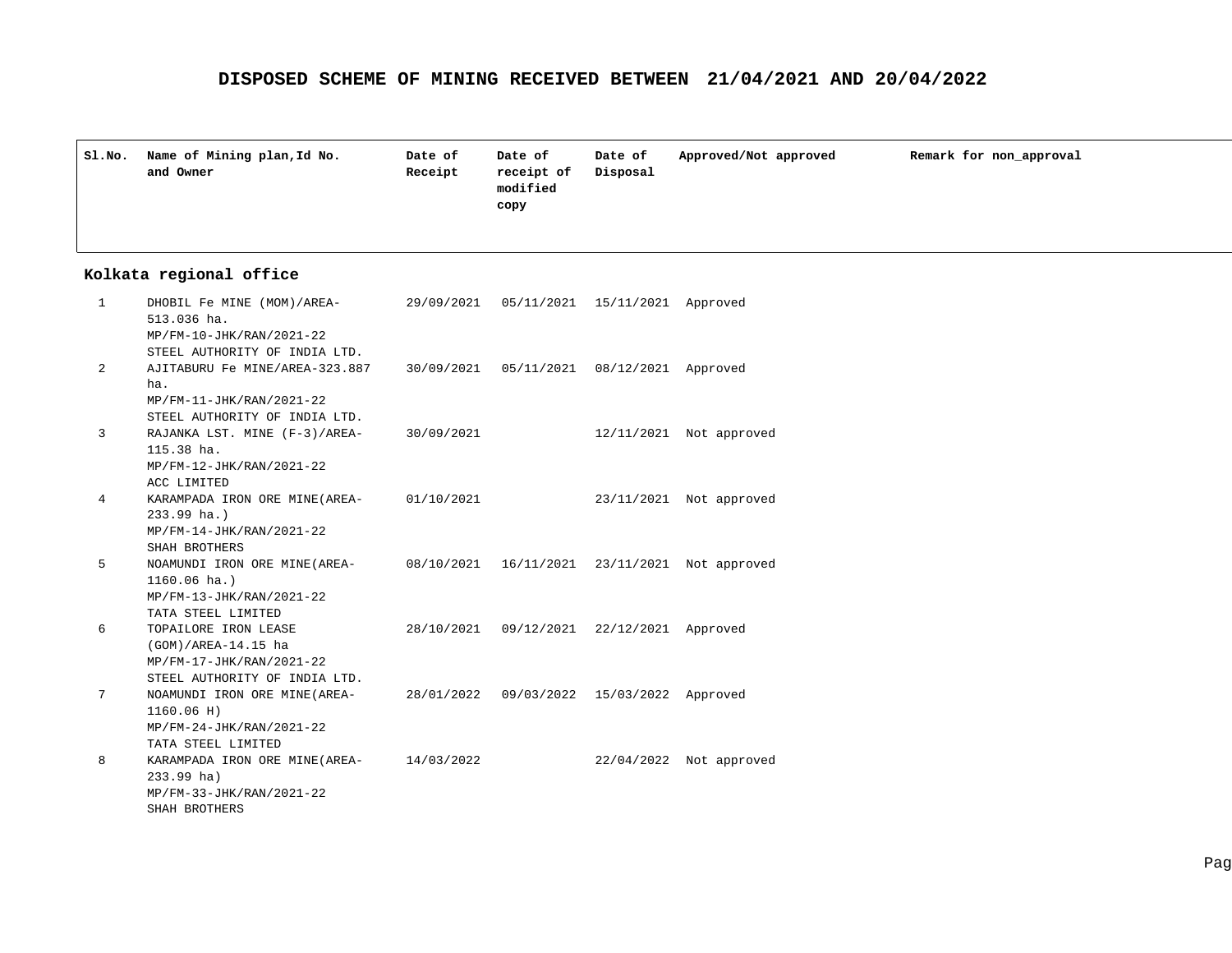# DISPOSED SCHEME OF MINING RECEIVED BETWEEN 21/04/2021 AND 20/04/2022

| Sl.No. | Name of Mining plan,Id No. and Owner | Date of Receipt | Date of receipt of modified copy | Date of Disposal | Approved/Not approved | Remark for non_approval |
|---|---|---|---|---|---|---|
| **Kolkata regional office** | | | | | | |
| 1 | DHOBIL Fe MINE (MOM)/AREA-513.036 ha. MP/FM-10-JHK/RAN/2021-22 STEEL AUTHORITY OF INDIA LTD. | 29/09/2021 | 05/11/2021 | 15/11/2021 | Approved | |
| 2 | AJITABURU Fe MINE/AREA-323.887 ha. MP/FM-11-JHK/RAN/2021-22 STEEL AUTHORITY OF INDIA LTD. | 30/09/2021 | 05/11/2021 | 08/12/2021 | Approved | |
| 3 | RAJANKA LST. MINE (F-3)/AREA-115.38 ha. MP/FM-12-JHK/RAN/2021-22 ACC LIMITED | 30/09/2021 | | 12/11/2021 | Not approved | |
| 4 | KARAMPADA IRON ORE MINE(AREA-233.99 ha.) MP/FM-14-JHK/RAN/2021-22 SHAH BROTHERS | 01/10/2021 | | 23/11/2021 | Not approved | |
| 5 | NOAMUNDI IRON ORE MINE(AREA-1160.06 ha.) MP/FM-13-JHK/RAN/2021-22 TATA STEEL LIMITED | 08/10/2021 | 16/11/2021 | 23/11/2021 | Not approved | |
| 6 | TOPAILORE IRON LEASE (GOM)/AREA-14.15 ha MP/FM-17-JHK/RAN/2021-22 STEEL AUTHORITY OF INDIA LTD. | 28/10/2021 | 09/12/2021 | 22/12/2021 | Approved | |
| 7 | NOAMUNDI IRON ORE MINE(AREA-1160.06 H) MP/FM-24-JHK/RAN/2021-22 TATA STEEL LIMITED | 28/01/2022 | 09/03/2022 | 15/03/2022 | Approved | |
| 8 | KARAMPADA IRON ORE MINE(AREA-233.99 ha) MP/FM-33-JHK/RAN/2021-22 SHAH BROTHERS | 14/03/2022 | | 22/04/2022 | Not approved | |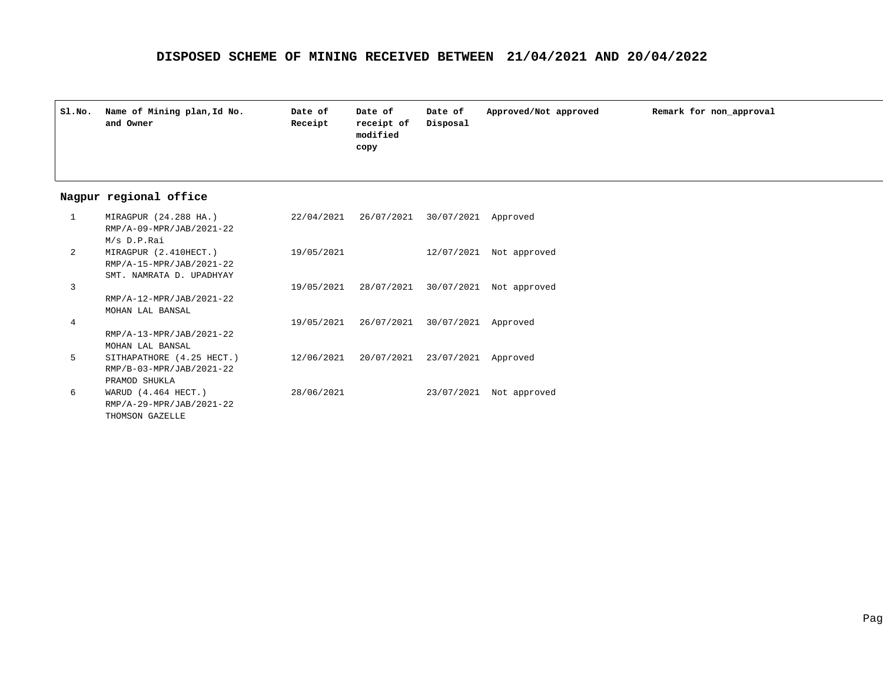# DISPOSED SCHEME OF MINING RECEIVED BETWEEN 21/04/2021 AND 20/04/2022

| Sl.No. | Name of Mining plan,Id No. and Owner | Date of Receipt | Date of receipt of modified copy | Date of Disposal | Approved/Not approved | Remark for non_approval |
|---|---|---|---|---|---|---|
| **Nagpur regional office** | | | | | | |
| 1 | MIRAGPUR (24.288 HA.) RMP/A-09-MPR/JAB/2021-22 M/s D.P.Rai | 22/04/2021 | 26/07/2021 | 30/07/2021 | Approved | |
| 2 | MIRAGPUR (2.410HECT.) RMP/A-15-MPR/JAB/2021-22 SMT. NAMRATA D. UPADHYAY | 19/05/2021 | | 12/07/2021 | Not approved | |
| 3 | RMP/A-12-MPR/JAB/2021-22 MOHAN LAL BANSAL | 19/05/2021 | 28/07/2021 | 30/07/2021 | Not approved | |
| 4 | RMP/A-13-MPR/JAB/2021-22 MOHAN LAL BANSAL | 19/05/2021 | 26/07/2021 | 30/07/2021 | Approved | |
| 5 | SITHAPATHORE (4.25 HECT.) RMP/B-03-MPR/JAB/2021-22 PRAMOD SHUKLA | 12/06/2021 | 20/07/2021 | 23/07/2021 | Approved | |
| 6 | WARUD (4.464 HECT.) RMP/A-29-MPR/JAB/2021-22 THOMSON GAZELLE | 28/06/2021 | | 23/07/2021 | Not approved | |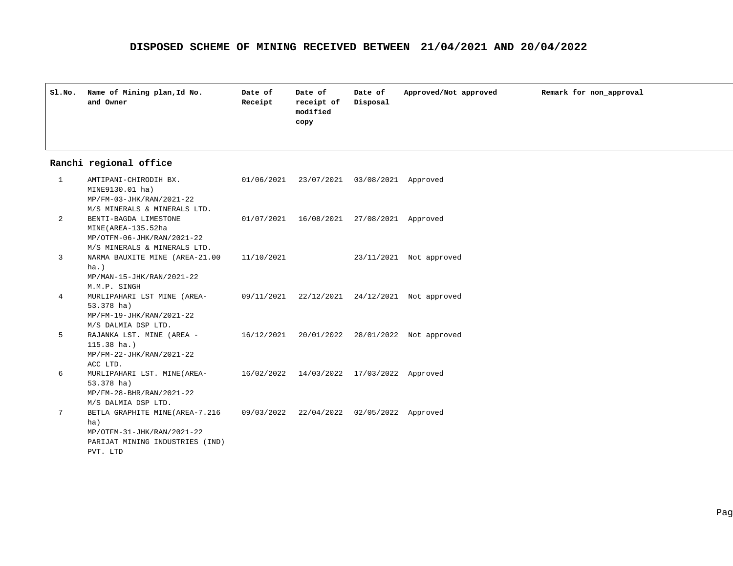# DISPOSED SCHEME OF MINING RECEIVED BETWEEN 21/04/2021 AND 20/04/2022

| Sl.No. | Name of Mining plan,Id No. and Owner | Date of Receipt | Date of receipt of modified copy | Date of Disposal | Approved/Not approved | Remark for non_approval |
|---|---|---|---|---|---|---|
| **Ranchi regional office** | | | | | | |
| 1 | AMTIPANI-CHIRODIH BX. MINE9130.01 ha) MP/FM-03-JHK/RAN/2021-22 M/S MINERALS & MINERALS LTD. | 01/06/2021 | 23/07/2021 | 03/08/2021 | Approved | |
| 2 | BENTI-BAGDA LIMESTONE MINE(AREA-135.52ha MP/OTFM-06-JHK/RAN/2021-22 M/S MINERALS & MINERALS LTD. | 01/07/2021 | 16/08/2021 | 27/08/2021 | Approved | |
| 3 | NARMA BAUXITE MINE (AREA-21.00 ha.) MP/MAN-15-JHK/RAN/2021-22 M.M.P. SINGH | 11/10/2021 | | 23/11/2021 | Not approved | |
| 4 | MURLIPAHARI LST MINE (AREA-53.378 ha) MP/FM-19-JHK/RAN/2021-22 M/S DALMIA DSP LTD. | 09/11/2021 | 22/12/2021 | 24/12/2021 | Not approved | |
| 5 | RAJANKA LST. MINE (AREA - 115.38 ha.) MP/FM-22-JHK/RAN/2021-22 ACC LTD. | 16/12/2021 | 20/01/2022 | 28/01/2022 | Not approved | |
| 6 | MURLIPAHARI LST. MINE(AREA-53.378 ha) MP/FM-28-BHR/RAN/2021-22 M/S DALMIA DSP LTD. | 16/02/2022 | 14/03/2022 | 17/03/2022 | Approved | |
| 7 | BETLA GRAPHITE MINE(AREA-7.216 ha) MP/OTFM-31-JHK/RAN/2021-22 PARIJAT MINING INDUSTRIES (IND) PVT. LTD | 09/03/2022 | 22/04/2022 | 02/05/2022 | Approved | |